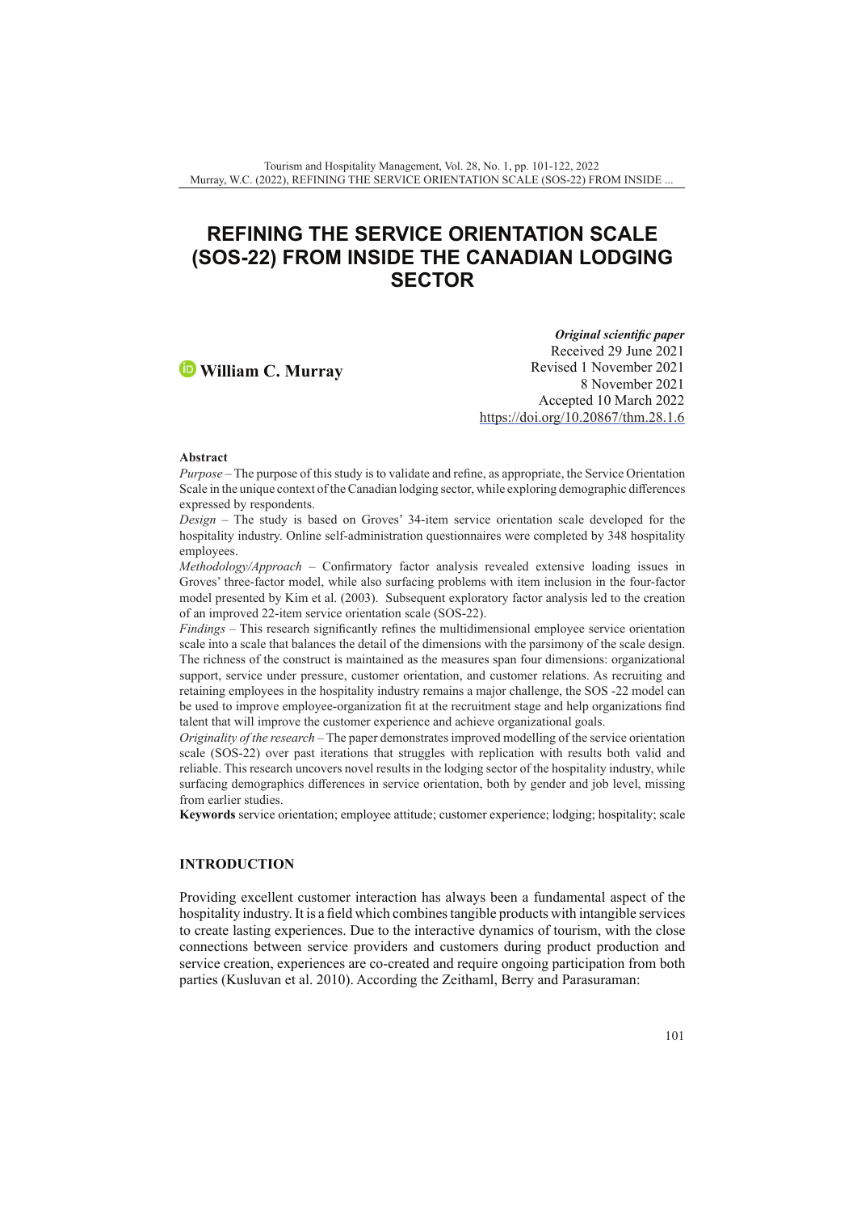# REFINING THE SERVICE ORIENTATION SCALE (SOS-22) FROM INSIDE THE CANADIAN LODGING SECTOR

**William C. Murray**

***Original scientific paper***
Received 29 June 2021
Revised 1 November 2021
8 November 2021
Accepted 10 March 2022
https://doi.org/10.20867/thm.28.1.6

**Abstract**

*Purpose* – The purpose of this study is to validate and refine, as appropriate, the Service Orientation Scale in the unique context of the Canadian lodging sector, while exploring demographic differences expressed by respondents.

*Design* – The study is based on Groves' 34-item service orientation scale developed for the hospitality industry. Online self-administration questionnaires were completed by 348 hospitality employees.

*Methodology/Approach* – Confirmatory factor analysis revealed extensive loading issues in Groves' three-factor model, while also surfacing problems with item inclusion in the four-factor model presented by Kim et al. (2003). Subsequent exploratory factor analysis led to the creation of an improved 22-item service orientation scale (SOS-22).

*Findings* – This research significantly refines the multidimensional employee service orientation scale into a scale that balances the detail of the dimensions with the parsimony of the scale design. The richness of the construct is maintained as the measures span four dimensions: organizational support, service under pressure, customer orientation, and customer relations. As recruiting and retaining employees in the hospitality industry remains a major challenge, the SOS -22 model can be used to improve employee-organization fit at the recruitment stage and help organizations find talent that will improve the customer experience and achieve organizational goals.

*Originality of the research* – The paper demonstrates improved modelling of the service orientation scale (SOS-22) over past iterations that struggles with replication with results both valid and reliable. This research uncovers novel results in the lodging sector of the hospitality industry, while surfacing demographics differences in service orientation, both by gender and job level, missing from earlier studies.

**Keywords** service orientation; employee attitude; customer experience; lodging; hospitality; scale

## INTRODUCTION

Providing excellent customer interaction has always been a fundamental aspect of the hospitality industry. It is a field which combines tangible products with intangible services to create lasting experiences. Due to the interactive dynamics of tourism, with the close connections between service providers and customers during product production and service creation, experiences are co-created and require ongoing participation from both parties (Kusluvan et al. 2010). According the Zeithaml, Berry and Parasuraman: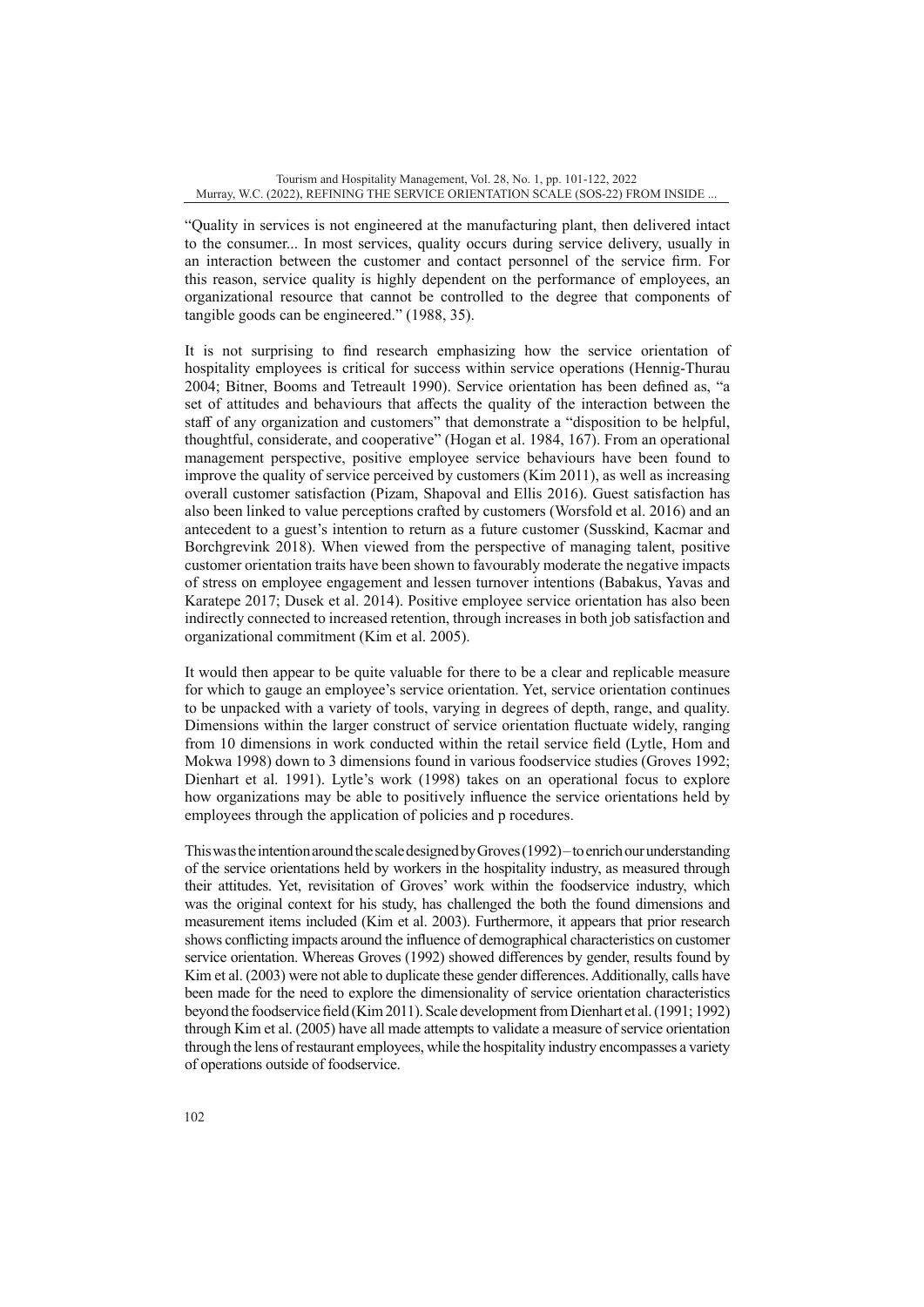"Quality in services is not engineered at the manufacturing plant, then delivered intact to the consumer... In most services, quality occurs during service delivery, usually in an interaction between the customer and contact personnel of the service firm. For this reason, service quality is highly dependent on the performance of employees, an organizational resource that cannot be controlled to the degree that components of tangible goods can be engineered." (1988, 35).

It is not surprising to find research emphasizing how the service orientation of hospitality employees is critical for success within service operations (Hennig-Thurau 2004; Bitner, Booms and Tetreault 1990). Service orientation has been defined as, "a set of attitudes and behaviours that affects the quality of the interaction between the staff of any organization and customers" that demonstrate a "disposition to be helpful, thoughtful, considerate, and cooperative" (Hogan et al. 1984, 167). From an operational management perspective, positive employee service behaviours have been found to improve the quality of service perceived by customers (Kim 2011), as well as increasing overall customer satisfaction (Pizam, Shapoval and Ellis 2016). Guest satisfaction has also been linked to value perceptions crafted by customers (Worsfold et al. 2016) and an antecedent to a guest's intention to return as a future customer (Susskind, Kacmar and Borchgrevink 2018). When viewed from the perspective of managing talent, positive customer orientation traits have been shown to favourably moderate the negative impacts of stress on employee engagement and lessen turnover intentions (Babakus, Yavas and Karatepe 2017; Dusek et al. 2014). Positive employee service orientation has also been indirectly connected to increased retention, through increases in both job satisfaction and organizational commitment (Kim et al. 2005).

It would then appear to be quite valuable for there to be a clear and replicable measure for which to gauge an employee's service orientation. Yet, service orientation continues to be unpacked with a variety of tools, varying in degrees of depth, range, and quality. Dimensions within the larger construct of service orientation fluctuate widely, ranging from 10 dimensions in work conducted within the retail service field (Lytle, Hom and Mokwa 1998) down to 3 dimensions found in various foodservice studies (Groves 1992; Dienhart et al. 1991). Lytle's work (1998) takes on an operational focus to explore how organizations may be able to positively influence the service orientations held by employees through the application of policies and p rocedures.

This was the intention around the scale designed by Groves (1992) – to enrich our understanding of the service orientations held by workers in the hospitality industry, as measured through their attitudes. Yet, revisitation of Groves' work within the foodservice industry, which was the original context for his study, has challenged the both the found dimensions and measurement items included (Kim et al. 2003). Furthermore, it appears that prior research shows conflicting impacts around the influence of demographical characteristics on customer service orientation. Whereas Groves (1992) showed differences by gender, results found by Kim et al. (2003) were not able to duplicate these gender differences. Additionally, calls have been made for the need to explore the dimensionality of service orientation characteristics beyond the foodservice field (Kim 2011). Scale development from Dienhart et al. (1991; 1992) through Kim et al. (2005) have all made attempts to validate a measure of service orientation through the lens of restaurant employees, while the hospitality industry encompasses a variety of operations outside of foodservice.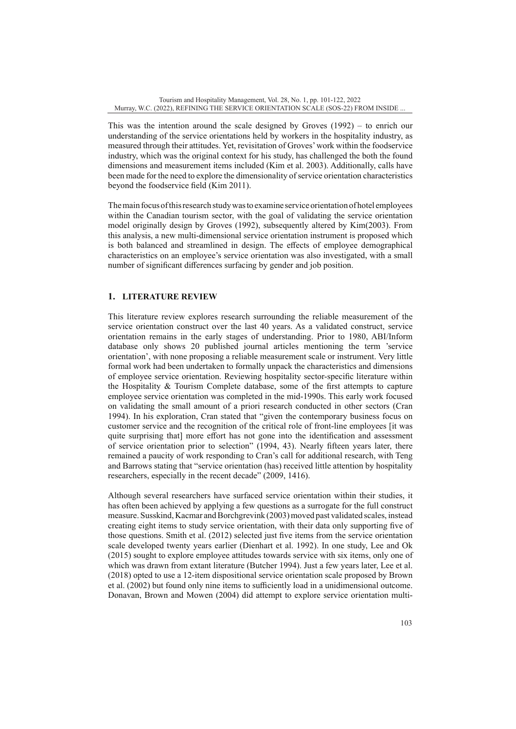This was the intention around the scale designed by Groves (1992) – to enrich our understanding of the service orientations held by workers in the hospitality industry, as measured through their attitudes. Yet, revisitation of Groves' work within the foodservice industry, which was the original context for his study, has challenged the both the found dimensions and measurement items included (Kim et al. 2003). Additionally, calls have been made for the need to explore the dimensionality of service orientation characteristics beyond the foodservice field (Kim 2011).

The main focus of this research study was to examine service orientation of hotel employees within the Canadian tourism sector, with the goal of validating the service orientation model originally design by Groves (1992), subsequently altered by Kim(2003). From this analysis, a new multi-dimensional service orientation instrument is proposed which is both balanced and streamlined in design. The effects of employee demographical characteristics on an employee's service orientation was also investigated, with a small number of significant differences surfacing by gender and job position.

## 1. LITERATURE REVIEW

This literature review explores research surrounding the reliable measurement of the service orientation construct over the last 40 years. As a validated construct, service orientation remains in the early stages of understanding. Prior to 1980, ABI/Inform database only shows 20 published journal articles mentioning the term 'service orientation', with none proposing a reliable measurement scale or instrument. Very little formal work had been undertaken to formally unpack the characteristics and dimensions of employee service orientation. Reviewing hospitality sector-specific literature within the Hospitality & Tourism Complete database, some of the first attempts to capture employee service orientation was completed in the mid-1990s. This early work focused on validating the small amount of a priori research conducted in other sectors (Cran 1994). In his exploration, Cran stated that "given the contemporary business focus on customer service and the recognition of the critical role of front-line employees [it was quite surprising that] more effort has not gone into the identification and assessment of service orientation prior to selection" (1994, 43). Nearly fifteen years later, there remained a paucity of work responding to Cran's call for additional research, with Teng and Barrows stating that "service orientation (has) received little attention by hospitality researchers, especially in the recent decade" (2009, 1416).

Although several researchers have surfaced service orientation within their studies, it has often been achieved by applying a few questions as a surrogate for the full construct measure. Susskind, Kacmar and Borchgrevink (2003) moved past validated scales, instead creating eight items to study service orientation, with their data only supporting five of those questions. Smith et al. (2012) selected just five items from the service orientation scale developed twenty years earlier (Dienhart et al. 1992). In one study, Lee and Ok (2015) sought to explore employee attitudes towards service with six items, only one of which was drawn from extant literature (Butcher 1994). Just a few years later, Lee et al. (2018) opted to use a 12-item dispositional service orientation scale proposed by Brown et al. (2002) but found only nine items to sufficiently load in a unidimensional outcome. Donavan, Brown and Mowen (2004) did attempt to explore service orientation multi-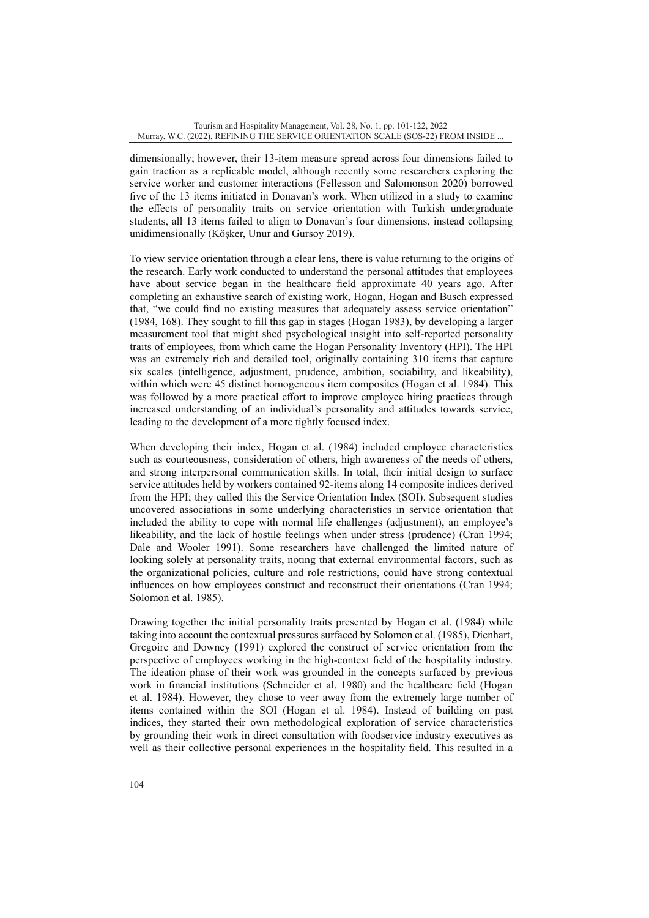dimensionally; however, their 13-item measure spread across four dimensions failed to gain traction as a replicable model, although recently some researchers exploring the service worker and customer interactions (Fellesson and Salomonson 2020) borrowed five of the 13 items initiated in Donavan's work. When utilized in a study to examine the effects of personality traits on service orientation with Turkish undergraduate students, all 13 items failed to align to Donavan's four dimensions, instead collapsing unidimensionally (Köşker, Unur and Gursoy 2019).

To view service orientation through a clear lens, there is value returning to the origins of the research. Early work conducted to understand the personal attitudes that employees have about service began in the healthcare field approximate 40 years ago. After completing an exhaustive search of existing work, Hogan, Hogan and Busch expressed that, "we could find no existing measures that adequately assess service orientation" (1984, 168). They sought to fill this gap in stages (Hogan 1983), by developing a larger measurement tool that might shed psychological insight into self-reported personality traits of employees, from which came the Hogan Personality Inventory (HPI). The HPI was an extremely rich and detailed tool, originally containing 310 items that capture six scales (intelligence, adjustment, prudence, ambition, sociability, and likeability), within which were 45 distinct homogeneous item composites (Hogan et al. 1984). This was followed by a more practical effort to improve employee hiring practices through increased understanding of an individual's personality and attitudes towards service, leading to the development of a more tightly focused index.

When developing their index, Hogan et al. (1984) included employee characteristics such as courteousness, consideration of others, high awareness of the needs of others, and strong interpersonal communication skills. In total, their initial design to surface service attitudes held by workers contained 92-items along 14 composite indices derived from the HPI; they called this the Service Orientation Index (SOI). Subsequent studies uncovered associations in some underlying characteristics in service orientation that included the ability to cope with normal life challenges (adjustment), an employee's likeability, and the lack of hostile feelings when under stress (prudence) (Cran 1994; Dale and Wooler 1991). Some researchers have challenged the limited nature of looking solely at personality traits, noting that external environmental factors, such as the organizational policies, culture and role restrictions, could have strong contextual influences on how employees construct and reconstruct their orientations (Cran 1994; Solomon et al. 1985).

Drawing together the initial personality traits presented by Hogan et al. (1984) while taking into account the contextual pressures surfaced by Solomon et al. (1985), Dienhart, Gregoire and Downey (1991) explored the construct of service orientation from the perspective of employees working in the high-context field of the hospitality industry. The ideation phase of their work was grounded in the concepts surfaced by previous work in financial institutions (Schneider et al. 1980) and the healthcare field (Hogan et al. 1984). However, they chose to veer away from the extremely large number of items contained within the SOI (Hogan et al. 1984). Instead of building on past indices, they started their own methodological exploration of service characteristics by grounding their work in direct consultation with foodservice industry executives as well as their collective personal experiences in the hospitality field. This resulted in a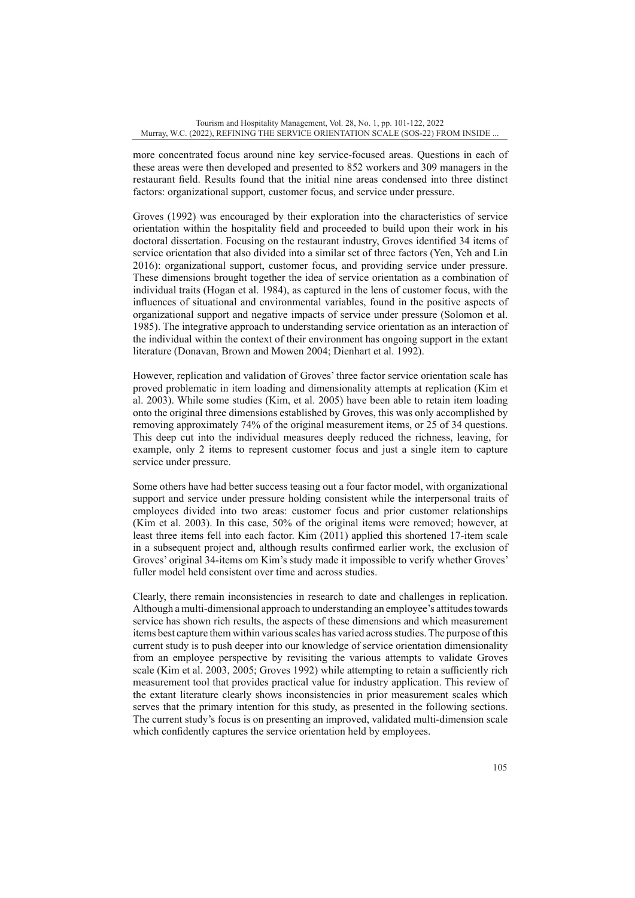more concentrated focus around nine key service-focused areas. Questions in each of these areas were then developed and presented to 852 workers and 309 managers in the restaurant field. Results found that the initial nine areas condensed into three distinct factors: organizational support, customer focus, and service under pressure.

Groves (1992) was encouraged by their exploration into the characteristics of service orientation within the hospitality field and proceeded to build upon their work in his doctoral dissertation. Focusing on the restaurant industry, Groves identified 34 items of service orientation that also divided into a similar set of three factors (Yen, Yeh and Lin 2016): organizational support, customer focus, and providing service under pressure. These dimensions brought together the idea of service orientation as a combination of individual traits (Hogan et al. 1984), as captured in the lens of customer focus, with the influences of situational and environmental variables, found in the positive aspects of organizational support and negative impacts of service under pressure (Solomon et al. 1985). The integrative approach to understanding service orientation as an interaction of the individual within the context of their environment has ongoing support in the extant literature (Donavan, Brown and Mowen 2004; Dienhart et al. 1992).

However, replication and validation of Groves' three factor service orientation scale has proved problematic in item loading and dimensionality attempts at replication (Kim et al. 2003). While some studies (Kim, et al. 2005) have been able to retain item loading onto the original three dimensions established by Groves, this was only accomplished by removing approximately 74% of the original measurement items, or 25 of 34 questions. This deep cut into the individual measures deeply reduced the richness, leaving, for example, only 2 items to represent customer focus and just a single item to capture service under pressure.

Some others have had better success teasing out a four factor model, with organizational support and service under pressure holding consistent while the interpersonal traits of employees divided into two areas: customer focus and prior customer relationships (Kim et al. 2003). In this case, 50% of the original items were removed; however, at least three items fell into each factor. Kim (2011) applied this shortened 17-item scale in a subsequent project and, although results confirmed earlier work, the exclusion of Groves' original 34-items om Kim's study made it impossible to verify whether Groves' fuller model held consistent over time and across studies.

Clearly, there remain inconsistencies in research to date and challenges in replication. Although a multi-dimensional approach to understanding an employee's attitudes towards service has shown rich results, the aspects of these dimensions and which measurement items best capture them within various scales has varied across studies. The purpose of this current study is to push deeper into our knowledge of service orientation dimensionality from an employee perspective by revisiting the various attempts to validate Groves scale (Kim et al. 2003, 2005; Groves 1992) while attempting to retain a sufficiently rich measurement tool that provides practical value for industry application. This review of the extant literature clearly shows inconsistencies in prior measurement scales which serves that the primary intention for this study, as presented in the following sections. The current study's focus is on presenting an improved, validated multi-dimension scale which confidently captures the service orientation held by employees.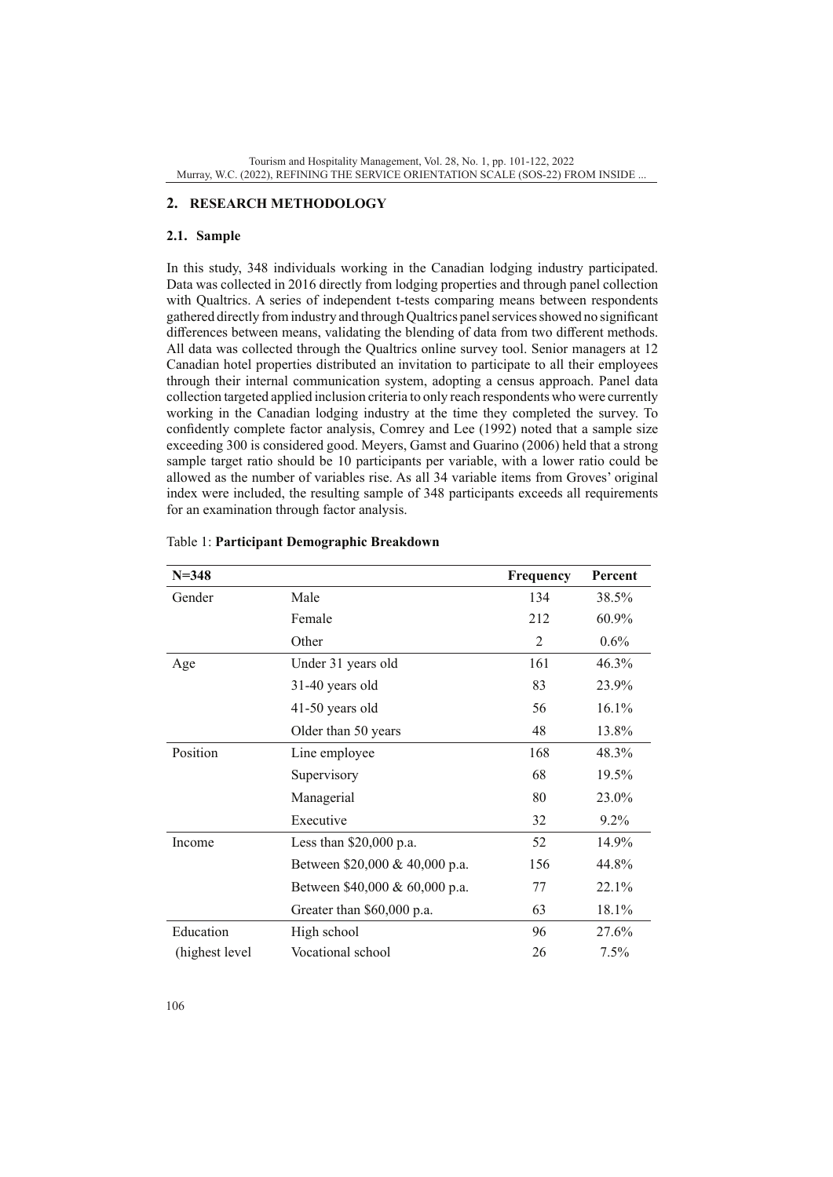## 2. RESEARCH METHODOLOGY

### 2.1. Sample

In this study, 348 individuals working in the Canadian lodging industry participated. Data was collected in 2016 directly from lodging properties and through panel collection with Qualtrics. A series of independent t-tests comparing means between respondents gathered directly from industry and through Qualtrics panel services showed no significant differences between means, validating the blending of data from two different methods. All data was collected through the Qualtrics online survey tool. Senior managers at 12 Canadian hotel properties distributed an invitation to participate to all their employees through their internal communication system, adopting a census approach. Panel data collection targeted applied inclusion criteria to only reach respondents who were currently working in the Canadian lodging industry at the time they completed the survey. To confidently complete factor analysis, Comrey and Lee (1992) noted that a sample size exceeding 300 is considered good. Meyers, Gamst and Guarino (2006) held that a strong sample target ratio should be 10 participants per variable, with a lower ratio could be allowed as the number of variables rise. As all 34 variable items from Groves' original index were included, the resulting sample of 348 participants exceeds all requirements for an examination through factor analysis.

Table 1: **Participant Demographic Breakdown**

| N=348 | | Frequency | Percent |
|---|---|---|---|
| Gender | Male | 134 | 38.5% |
| | Female | 212 | 60.9% |
| | Other | 2 | 0.6% |
| Age | Under 31 years old | 161 | 46.3% |
| | 31-40 years old | 83 | 23.9% |
| | 41-50 years old | 56 | 16.1% |
| | Older than 50 years | 48 | 13.8% |
| Position | Line employee | 168 | 48.3% |
| | Supervisory | 68 | 19.5% |
| | Managerial | 80 | 23.0% |
| | Executive | 32 | 9.2% |
| Income | Less than $20,000 p.a. | 52 | 14.9% |
| | Between $20,000 & 40,000 p.a. | 156 | 44.8% |
| | Between $40,000 & 60,000 p.a. | 77 | 22.1% |
| | Greater than $60,000 p.a. | 63 | 18.1% |
| Education | High school | 96 | 27.6% |
| (highest level | Vocational school | 26 | 7.5% |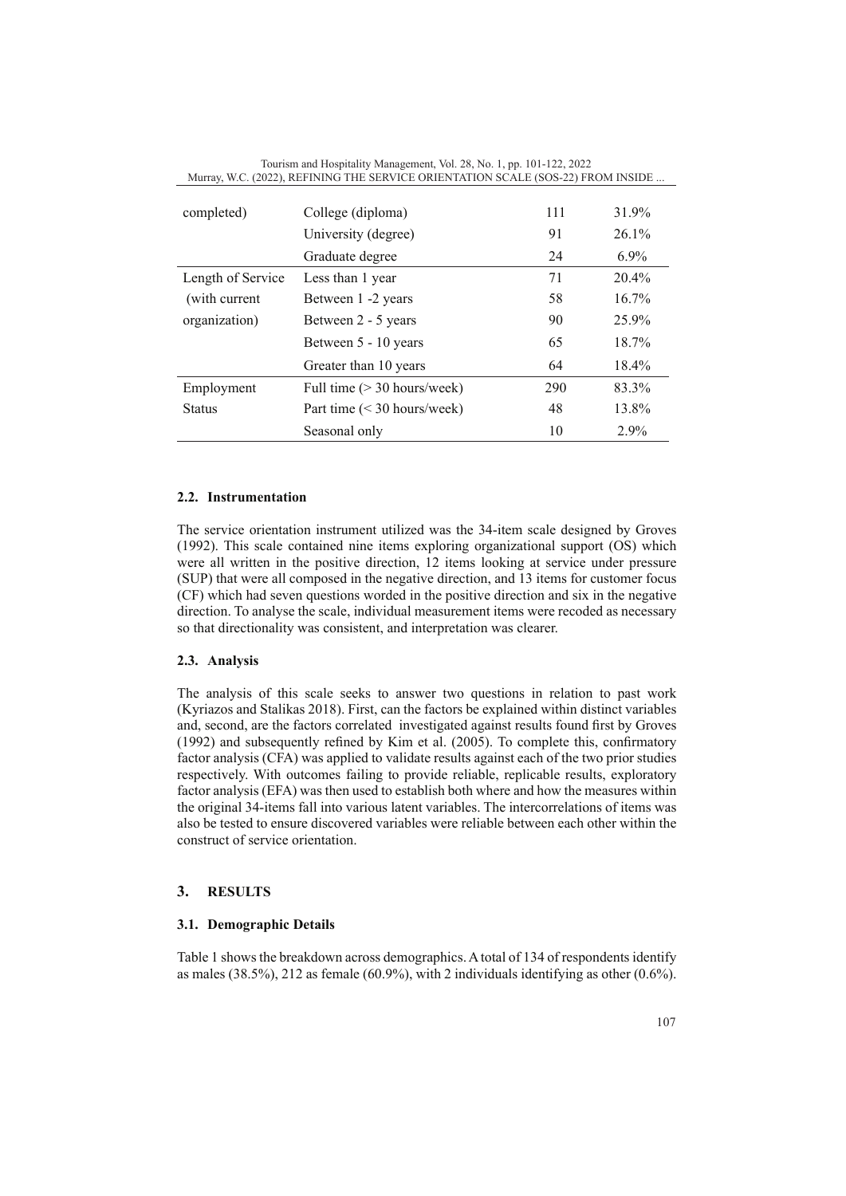| completed) | College (diploma) | 111 | 31.9% |
|---|---|---|---|
| | University (degree) | 91 | 26.1% |
| | Graduate degree | 24 | 6.9% |
| Length of Service (with current organization) | Less than 1 year | 71 | 20.4% |
| | Between 1 -2 years | 58 | 16.7% |
| | Between 2 - 5 years | 90 | 25.9% |
| | Between 5 - 10 years | 65 | 18.7% |
| | Greater than 10 years | 64 | 18.4% |
| Employment Status | Full time (> 30 hours/week) | 290 | 83.3% |
| | Part time (< 30 hours/week) | 48 | 13.8% |
| | Seasonal only | 10 | 2.9% |

### 2.2. Instrumentation

The service orientation instrument utilized was the 34-item scale designed by Groves (1992). This scale contained nine items exploring organizational support (OS) which were all written in the positive direction, 12 items looking at service under pressure (SUP) that were all composed in the negative direction, and 13 items for customer focus (CF) which had seven questions worded in the positive direction and six in the negative direction. To analyse the scale, individual measurement items were recoded as necessary so that directionality was consistent, and interpretation was clearer.

### 2.3. Analysis

The analysis of this scale seeks to answer two questions in relation to past work (Kyriazos and Stalikas 2018). First, can the factors be explained within distinct variables and, second, are the factors correlated investigated against results found first by Groves (1992) and subsequently refined by Kim et al. (2005). To complete this, confirmatory factor analysis (CFA) was applied to validate results against each of the two prior studies respectively. With outcomes failing to provide reliable, replicable results, exploratory factor analysis (EFA) was then used to establish both where and how the measures within the original 34-items fall into various latent variables. The intercorrelations of items was also be tested to ensure discovered variables were reliable between each other within the construct of service orientation.

## 3. RESULTS

### 3.1. Demographic Details

Table 1 shows the breakdown across demographics. A total of 134 of respondents identify as males (38.5%), 212 as female (60.9%), with 2 individuals identifying as other (0.6%).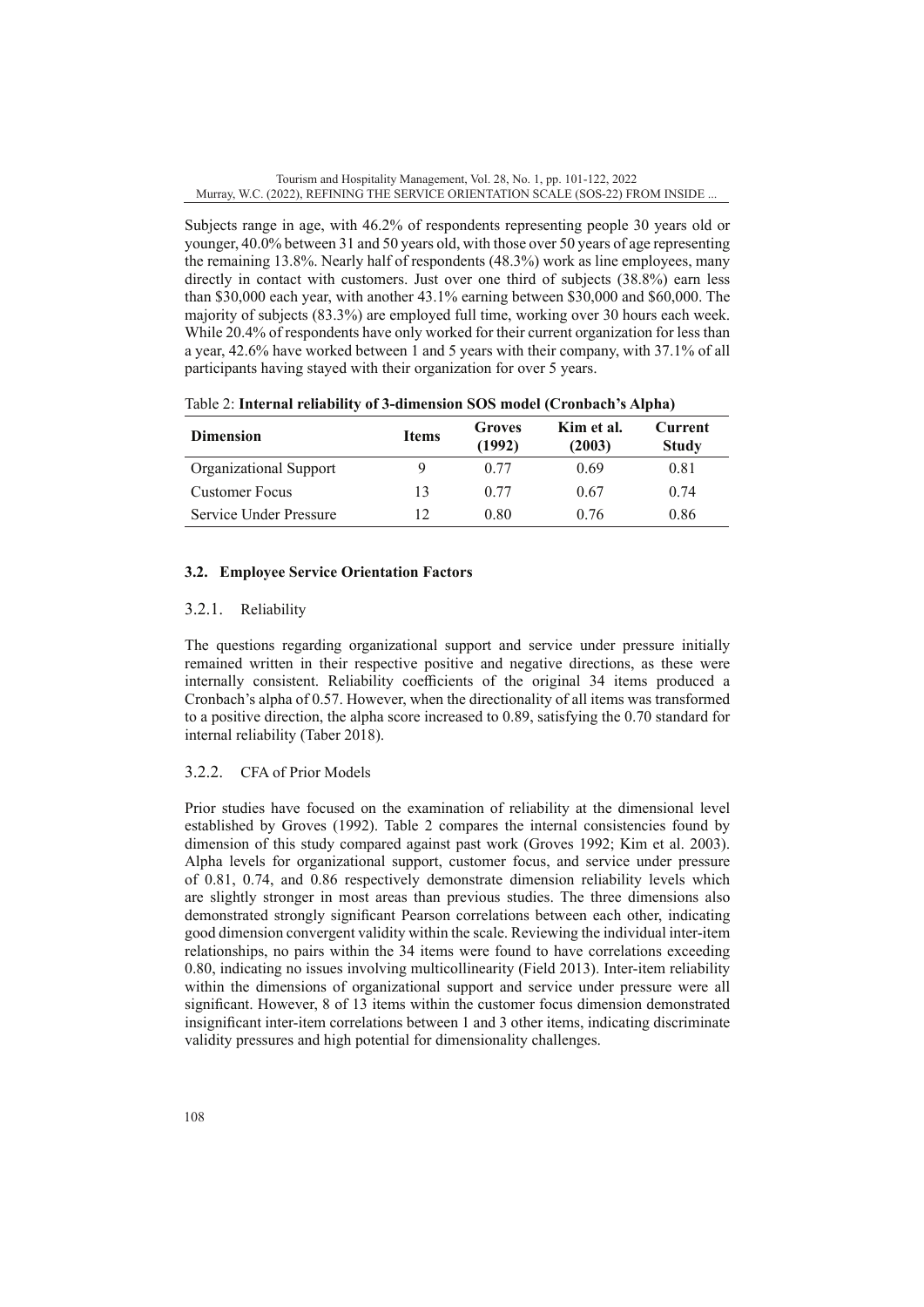Subjects range in age, with 46.2% of respondents representing people 30 years old or younger, 40.0% between 31 and 50 years old, with those over 50 years of age representing the remaining 13.8%. Nearly half of respondents (48.3%) work as line employees, many directly in contact with customers. Just over one third of subjects (38.8%) earn less than \$30,000 each year, with another 43.1% earning between \$30,000 and \$60,000. The majority of subjects (83.3%) are employed full time, working over 30 hours each week. While 20.4% of respondents have only worked for their current organization for less than a year, 42.6% have worked between 1 and 5 years with their company, with 37.1% of all participants having stayed with their organization for over 5 years.

Table 2: **Internal reliability of 3-dimension SOS model (Cronbach's Alpha)**

| Dimension | Items | Groves (1992) | Kim et al. (2003) | Current Study |
|---|---|---|---|---|
| Organizational Support | 9 | 0.77 | 0.69 | 0.81 |
| Customer Focus | 13 | 0.77 | 0.67 | 0.74 |
| Service Under Pressure | 12 | 0.80 | 0.76 | 0.86 |

### 3.2. Employee Service Orientation Factors

#### 3.2.1. Reliability

The questions regarding organizational support and service under pressure initially remained written in their respective positive and negative directions, as these were internally consistent. Reliability coefficients of the original 34 items produced a Cronbach's alpha of 0.57. However, when the directionality of all items was transformed to a positive direction, the alpha score increased to 0.89, satisfying the 0.70 standard for internal reliability (Taber 2018).

#### 3.2.2. CFA of Prior Models

Prior studies have focused on the examination of reliability at the dimensional level established by Groves (1992). Table 2 compares the internal consistencies found by dimension of this study compared against past work (Groves 1992; Kim et al. 2003). Alpha levels for organizational support, customer focus, and service under pressure of 0.81, 0.74, and 0.86 respectively demonstrate dimension reliability levels which are slightly stronger in most areas than previous studies. The three dimensions also demonstrated strongly significant Pearson correlations between each other, indicating good dimension convergent validity within the scale. Reviewing the individual inter-item relationships, no pairs within the 34 items were found to have correlations exceeding 0.80, indicating no issues involving multicollinearity (Field 2013). Inter-item reliability within the dimensions of organizational support and service under pressure were all significant. However, 8 of 13 items within the customer focus dimension demonstrated insignificant inter-item correlations between 1 and 3 other items, indicating discriminate validity pressures and high potential for dimensionality challenges.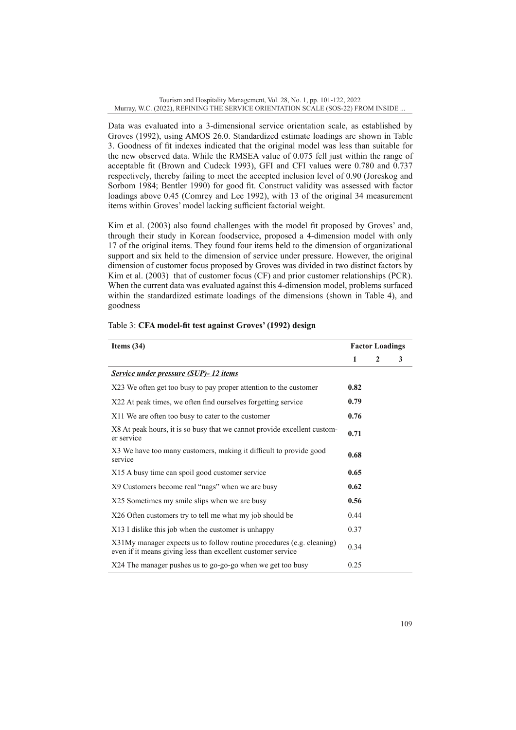Data was evaluated into a 3-dimensional service orientation scale, as established by Groves (1992), using AMOS 26.0. Standardized estimate loadings are shown in Table 3. Goodness of fit indexes indicated that the original model was less than suitable for the new observed data. While the RMSEA value of 0.075 fell just within the range of acceptable fit (Brown and Cudeck 1993), GFI and CFI values were 0.780 and 0.737 respectively, thereby failing to meet the accepted inclusion level of 0.90 (Joreskog and Sorbom 1984; Bentler 1990) for good fit. Construct validity was assessed with factor loadings above 0.45 (Comrey and Lee 1992), with 13 of the original 34 measurement items within Groves' model lacking sufficient factorial weight.

Kim et al. (2003) also found challenges with the model fit proposed by Groves' and, through their study in Korean foodservice, proposed a 4-dimension model with only 17 of the original items. They found four items held to the dimension of organizational support and six held to the dimension of service under pressure. However, the original dimension of customer focus proposed by Groves was divided in two distinct factors by Kim et al. (2003) that of customer focus (CF) and prior customer relationships (PCR). When the current data was evaluated against this 4-dimension model, problems surfaced within the standardized estimate loadings of the dimensions (shown in Table 4), and goodness

Table 3: **CFA model-fit test against Groves' (1992) design**

| Items (34) | Factor Loadings | | |
|---|---|---|---|
| | 1 | 2 | 3 |
| ***Service under pressure (SUP)- 12 items*** | | | |
| X23 We often get too busy to pay proper attention to the customer | **0.82** | | |
| X22 At peak times, we often find ourselves forgetting service | **0.79** | | |
| X11 We are often too busy to cater to the customer | **0.76** | | |
| X8 At peak hours, it is so busy that we cannot provide excellent customer service | **0.71** | | |
| X3 We have too many customers, making it difficult to provide good service | **0.68** | | |
| X15 A busy time can spoil good customer service | **0.65** | | |
| X9 Customers become real "nags" when we are busy | **0.62** | | |
| X25 Sometimes my smile slips when we are busy | **0.56** | | |
| X26 Often customers try to tell me what my job should be | 0.44 | | |
| X13 I dislike this job when the customer is unhappy | 0.37 | | |
| X31My manager expects us to follow routine procedures (e.g. cleaning) even if it means giving less than excellent customer service | 0.34 | | |
| X24 The manager pushes us to go-go-go when we get too busy | 0.25 | | |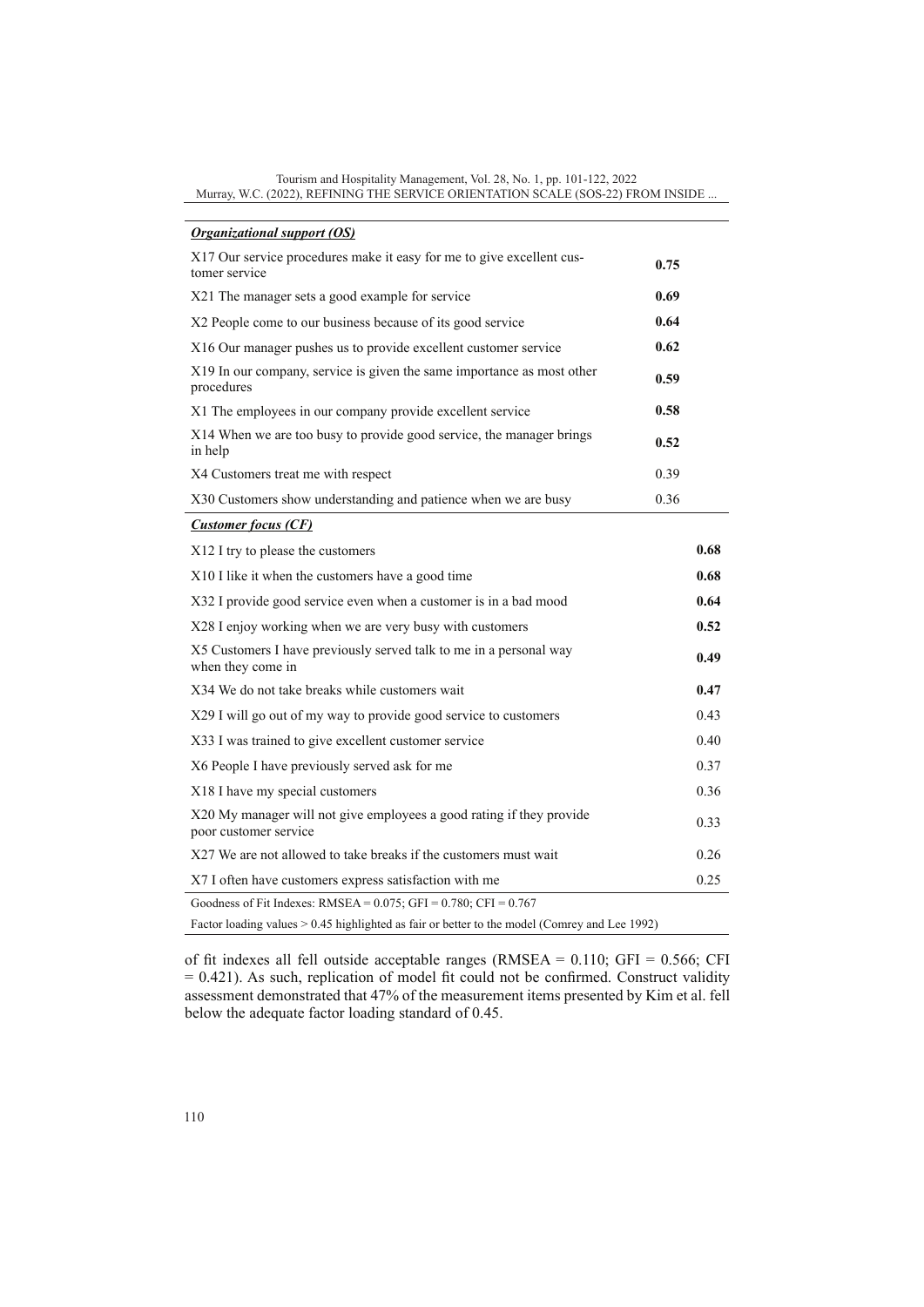| | | |
|---|---|---|
| ***Organizational support (OS)*** | | |
| X17 Our service procedures make it easy for me to give excellent customer service | **0.75** | |
| X21 The manager sets a good example for service | **0.69** | |
| X2 People come to our business because of its good service | **0.64** | |
| X16 Our manager pushes us to provide excellent customer service | **0.62** | |
| X19 In our company, service is given the same importance as most other procedures | **0.59** | |
| X1 The employees in our company provide excellent service | **0.58** | |
| X14 When we are too busy to provide good service, the manager brings in help | **0.52** | |
| X4 Customers treat me with respect | 0.39 | |
| X30 Customers show understanding and patience when we are busy | 0.36 | |
| ***Customer focus (CF)*** | | |
| X12 I try to please the customers | | **0.68** |
| X10 I like it when the customers have a good time | | **0.68** |
| X32 I provide good service even when a customer is in a bad mood | | **0.64** |
| X28 I enjoy working when we are very busy with customers | | **0.52** |
| X5 Customers I have previously served talk to me in a personal way when they come in | | **0.49** |
| X34 We do not take breaks while customers wait | | **0.47** |
| X29 I will go out of my way to provide good service to customers | | 0.43 |
| X33 I was trained to give excellent customer service | | 0.40 |
| X6 People I have previously served ask for me | | 0.37 |
| X18 I have my special customers | | 0.36 |
| X20 My manager will not give employees a good rating if they provide poor customer service | | 0.33 |
| X27 We are not allowed to take breaks if the customers must wait | | 0.26 |
| X7 I often have customers express satisfaction with me | | 0.25 |

Goodness of Fit Indexes: RMSEA = 0.075; GFI = 0.780; CFI = 0.767

Factor loading values > 0.45 highlighted as fair or better to the model (Comrey and Lee 1992)

of fit indexes all fell outside acceptable ranges (RMSEA = 0.110; GFI = 0.566; CFI = 0.421). As such, replication of model fit could not be confirmed. Construct validity assessment demonstrated that 47% of the measurement items presented by Kim et al. fell below the adequate factor loading standard of 0.45.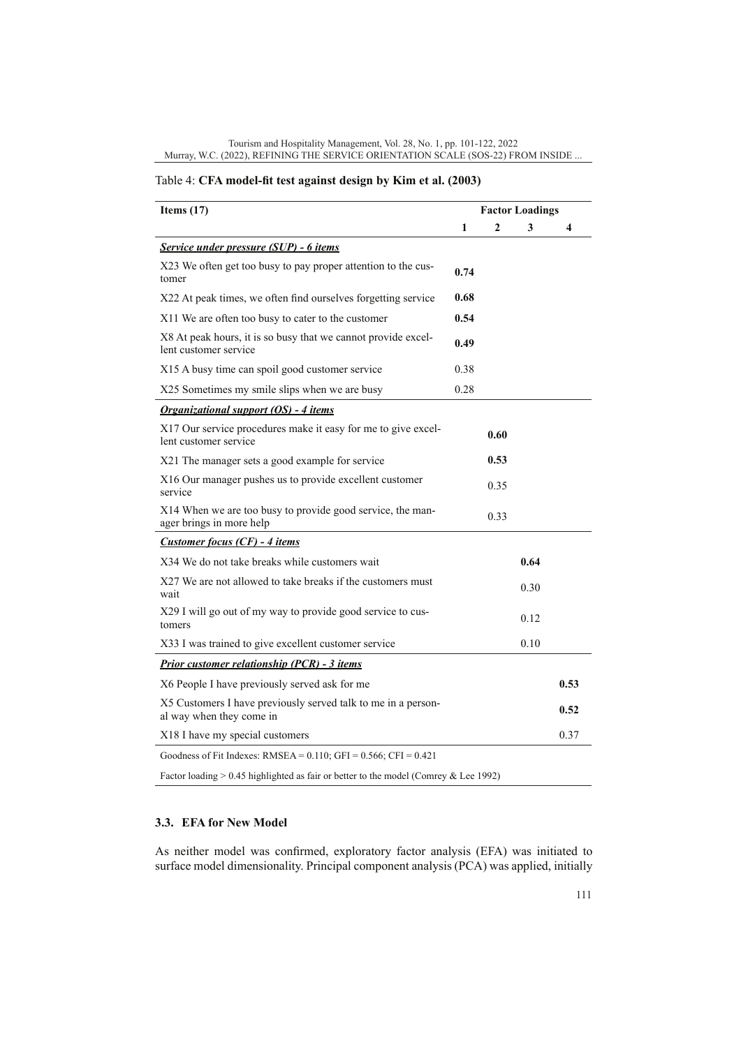Table 4: **CFA model-fit test against design by Kim et al. (2003)**

| **Items (17)** | **Factor Loadings** | | | |
|---|---|---|---|---|
| | **1** | **2** | **3** | **4** |
| ***Service under pressure (SUP) - 6 items*** | | | | |
| X23 We often get too busy to pay proper attention to the customer | **0.74** | | | |
| X22 At peak times, we often find ourselves forgetting service | **0.68** | | | |
| X11 We are often too busy to cater to the customer | **0.54** | | | |
| X8 At peak hours, it is so busy that we cannot provide excellent customer service | **0.49** | | | |
| X15 A busy time can spoil good customer service | 0.38 | | | |
| X25 Sometimes my smile slips when we are busy | 0.28 | | | |
| ***Organizational support (OS) - 4 items*** | | | | |
| X17 Our service procedures make it easy for me to give excellent customer service | | **0.60** | | |
| X21 The manager sets a good example for service | | **0.53** | | |
| X16 Our manager pushes us to provide excellent customer service | | 0.35 | | |
| X14 When we are too busy to provide good service, the manager brings in more help | | 0.33 | | |
| ***Customer focus (CF) - 4 items*** | | | | |
| X34 We do not take breaks while customers wait | | | **0.64** | |
| X27 We are not allowed to take breaks if the customers must wait | | | 0.30 | |
| X29 I will go out of my way to provide good service to customers | | | 0.12 | |
| X33 I was trained to give excellent customer service | | | 0.10 | |
| ***Prior customer relationship (PCR) - 3 items*** | | | | |
| X6 People I have previously served ask for me | | | | **0.53** |
| X5 Customers I have previously served talk to me in a personal way when they come in | | | | **0.52** |
| X18 I have my special customers | | | | 0.37 |
| Goodness of Fit Indexes: RMSEA = 0.110; GFI = 0.566; CFI = 0.421 | | | | |
| Factor loading > 0.45 highlighted as fair or better to the model (Comrey & Lee 1992) | | | | |

### 3.3. EFA for New Model

As neither model was confirmed, exploratory factor analysis (EFA) was initiated to surface model dimensionality. Principal component analysis (PCA) was applied, initially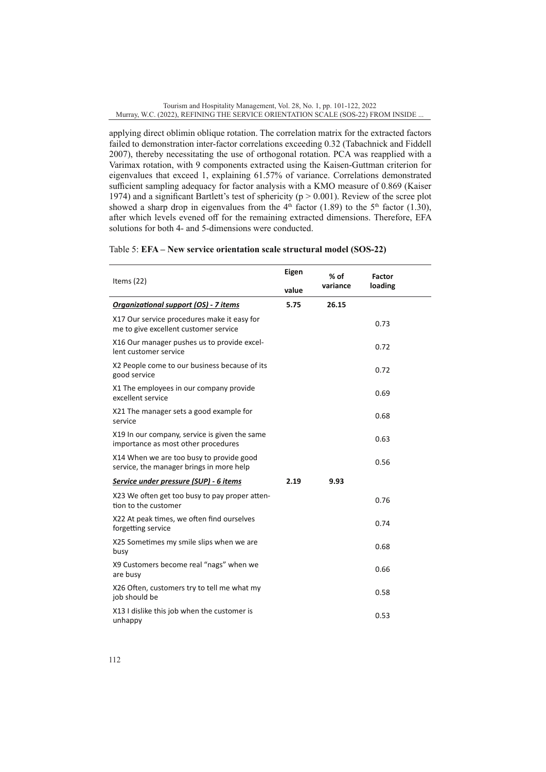applying direct oblimin oblique rotation. The correlation matrix for the extracted factors failed to demonstration inter-factor correlations exceeding 0.32 (Tabachnick and Fiddell 2007), thereby necessitating the use of orthogonal rotation. PCA was reapplied with a Varimax rotation, with 9 components extracted using the Kaisen-Guttman criterion for eigenvalues that exceed 1, explaining 61.57% of variance. Correlations demonstrated sufficient sampling adequacy for factor analysis with a KMO measure of 0.869 (Kaiser 1974) and a significant Bartlett's test of sphericity ($p > 0.001$). Review of the scree plot showed a sharp drop in eigenvalues from the 4th factor (1.89) to the 5th factor (1.30), after which levels evened off for the remaining extracted dimensions. Therefore, EFA solutions for both 4- and 5-dimensions were conducted.

Table 5: **EFA – New service orientation scale structural model (SOS-22)**

| Items (22) | Eigen value | % of variance | Factor loading |
|---|---|---|---|
| ***Organizational support (OS) - 7 items*** | **5.75** | **26.15** | |
| X17 Our service procedures make it easy for me to give excellent customer service | | | 0.73 |
| X16 Our manager pushes us to provide excellent customer service | | | 0.72 |
| X2 People come to our business because of its good service | | | 0.72 |
| X1 The employees in our company provide excellent service | | | 0.69 |
| X21 The manager sets a good example for service | | | 0.68 |
| X19 In our company, service is given the same importance as most other procedures | | | 0.63 |
| X14 When we are too busy to provide good service, the manager brings in more help | | | 0.56 |
| ***Service under pressure (SUP) - 6 items*** | **2.19** | **9.93** | |
| X23 We often get too busy to pay proper attention to the customer | | | 0.76 |
| X22 At peak times, we often find ourselves forgetting service | | | 0.74 |
| X25 Sometimes my smile slips when we are busy | | | 0.68 |
| X9 Customers become real "nags" when we are busy | | | 0.66 |
| X26 Often, customers try to tell me what my job should be | | | 0.58 |
| X13 I dislike this job when the customer is unhappy | | | 0.53 |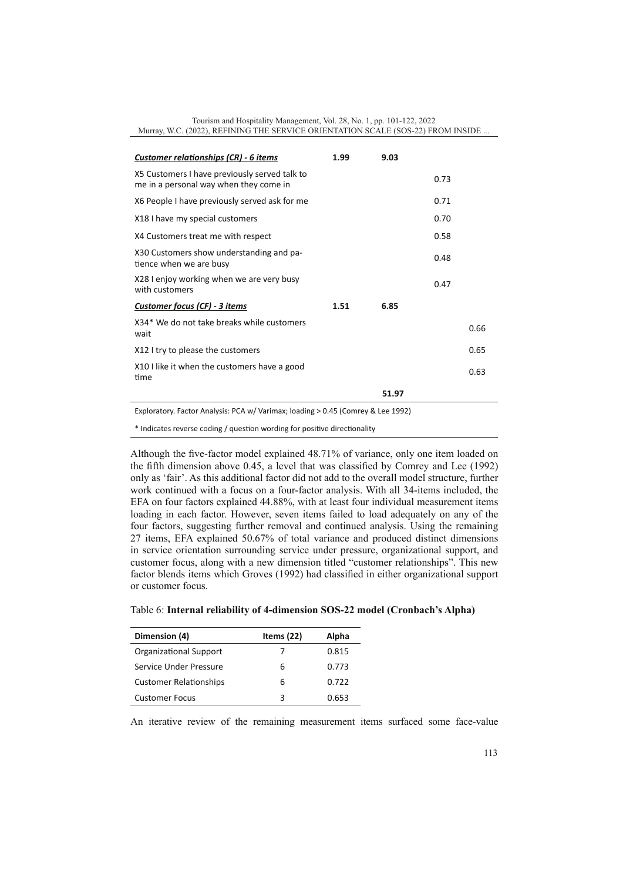| | | | | |
|---|---|---|---|---|
| ***Customer relationships (CR) - 6 items*** | **1.99** | **9.03** | | |
| X5 Customers I have previously served talk to me in a personal way when they come in | | | 0.73 | |
| X6 People I have previously served ask for me | | | 0.71 | |
| X18 I have my special customers | | | 0.70 | |
| X4 Customers treat me with respect | | | 0.58 | |
| X30 Customers show understanding and patience when we are busy | | | 0.48 | |
| X28 I enjoy working when we are very busy with customers | | | 0.47 | |
| ***Customer focus (CF) - 3 items*** | **1.51** | **6.85** | | |
| X34* We do not take breaks while customers wait | | | | 0.66 |
| X12 I try to please the customers | | | | 0.65 |
| X10 I like it when the customers have a good time | | | | 0.63 |
| | | **51.97** | | |

Exploratory. Factor Analysis: PCA w/ Varimax; loading > 0.45 (Comrey & Lee 1992)

* Indicates reverse coding / question wording for positive directionality

Although the five-factor model explained 48.71% of variance, only one item loaded on the fifth dimension above 0.45, a level that was classified by Comrey and Lee (1992) only as 'fair'. As this additional factor did not add to the overall model structure, further work continued with a focus on a four-factor analysis. With all 34-items included, the EFA on four factors explained 44.88%, with at least four individual measurement items loading in each factor. However, seven items failed to load adequately on any of the four factors, suggesting further removal and continued analysis. Using the remaining 27 items, EFA explained 50.67% of total variance and produced distinct dimensions in service orientation surrounding service under pressure, organizational support, and customer focus, along with a new dimension titled "customer relationships". This new factor blends items which Groves (1992) had classified in either organizational support or customer focus.

Table 6: **Internal reliability of 4-dimension SOS-22 model (Cronbach's Alpha)**

| Dimension (4) | Items (22) | Alpha |
|---|---|---|
| Organizational Support | 7 | 0.815 |
| Service Under Pressure | 6 | 0.773 |
| Customer Relationships | 6 | 0.722 |
| Customer Focus | 3 | 0.653 |

An iterative review of the remaining measurement items surfaced some face-value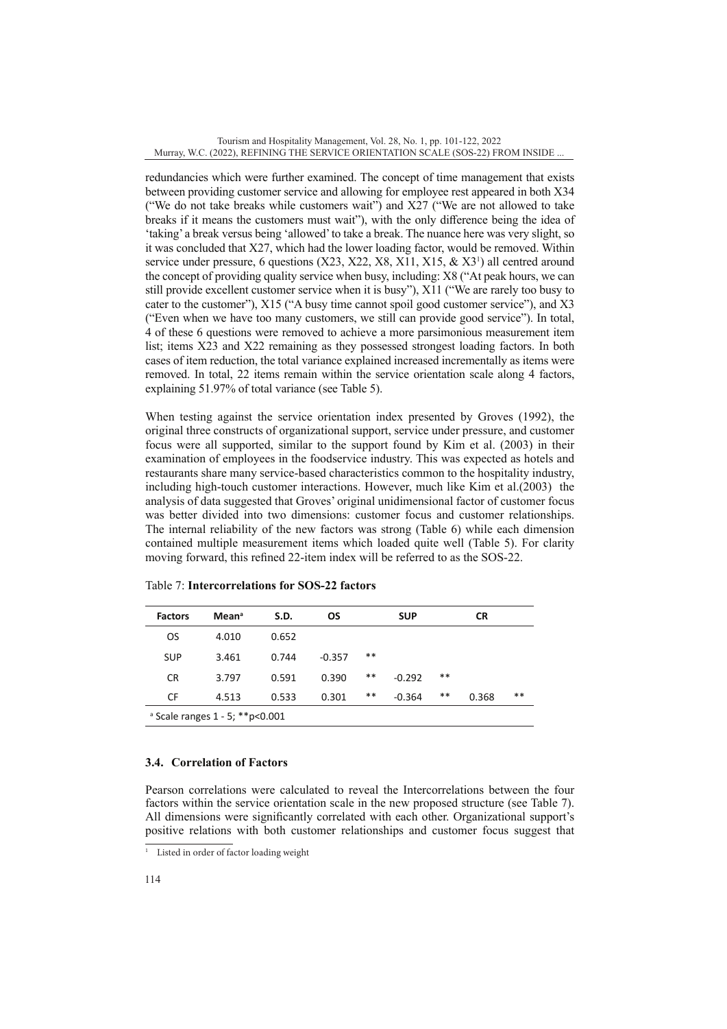redundancies which were further examined. The concept of time management that exists between providing customer service and allowing for employee rest appeared in both X34 ("We do not take breaks while customers wait") and X27 ("We are not allowed to take breaks if it means the customers must wait"), with the only difference being the idea of 'taking' a break versus being 'allowed' to take a break. The nuance here was very slight, so it was concluded that X27, which had the lower loading factor, would be removed. Within service under pressure, 6 questions (X23, X22, X8, X11, X15, & X3[1]) all centred around the concept of providing quality service when busy, including: X8 ("At peak hours, we can still provide excellent customer service when it is busy"), X11 ("We are rarely too busy to cater to the customer"), X15 ("A busy time cannot spoil good customer service"), and X3 ("Even when we have too many customers, we still can provide good service"). In total, 4 of these 6 questions were removed to achieve a more parsimonious measurement item list; items X23 and X22 remaining as they possessed strongest loading factors. In both cases of item reduction, the total variance explained increased incrementally as items were removed. In total, 22 items remain within the service orientation scale along 4 factors, explaining 51.97% of total variance (see Table 5).

When testing against the service orientation index presented by Groves (1992), the original three constructs of organizational support, service under pressure, and customer focus were all supported, similar to the support found by Kim et al. (2003) in their examination of employees in the foodservice industry. This was expected as hotels and restaurants share many service-based characteristics common to the hospitality industry, including high-touch customer interactions. However, much like Kim et al.(2003) the analysis of data suggested that Groves' original unidimensional factor of customer focus was better divided into two dimensions: customer focus and customer relationships. The internal reliability of the new factors was strong (Table 6) while each dimension contained multiple measurement items which loaded quite well (Table 5). For clarity moving forward, this refined 22-item index will be referred to as the SOS-22.

Table 7: **Intercorrelations for SOS-22 factors**

| Factors | Mean[a] | S.D. | OS | | SUP | | CR | |
|---|---|---|---|---|---|---|---|---|
| OS | 4.010 | 0.652 | | | | | | |
| SUP | 3.461 | 0.744 | -0.357 | ** | | | | |
| CR | 3.797 | 0.591 | 0.390 | ** | -0.292 | ** | | |
| CF | 4.513 | 0.533 | 0.301 | ** | -0.364 | ** | 0.368 | ** |

[a] Scale ranges 1 - 5; ** $p<0.001$

### 3.4. Correlation of Factors

Pearson correlations were calculated to reveal the Intercorrelations between the four factors within the service orientation scale in the new proposed structure (see Table 7). All dimensions were significantly correlated with each other. Organizational support's positive relations with both customer relationships and customer focus suggest that

[1] Listed in order of factor loading weight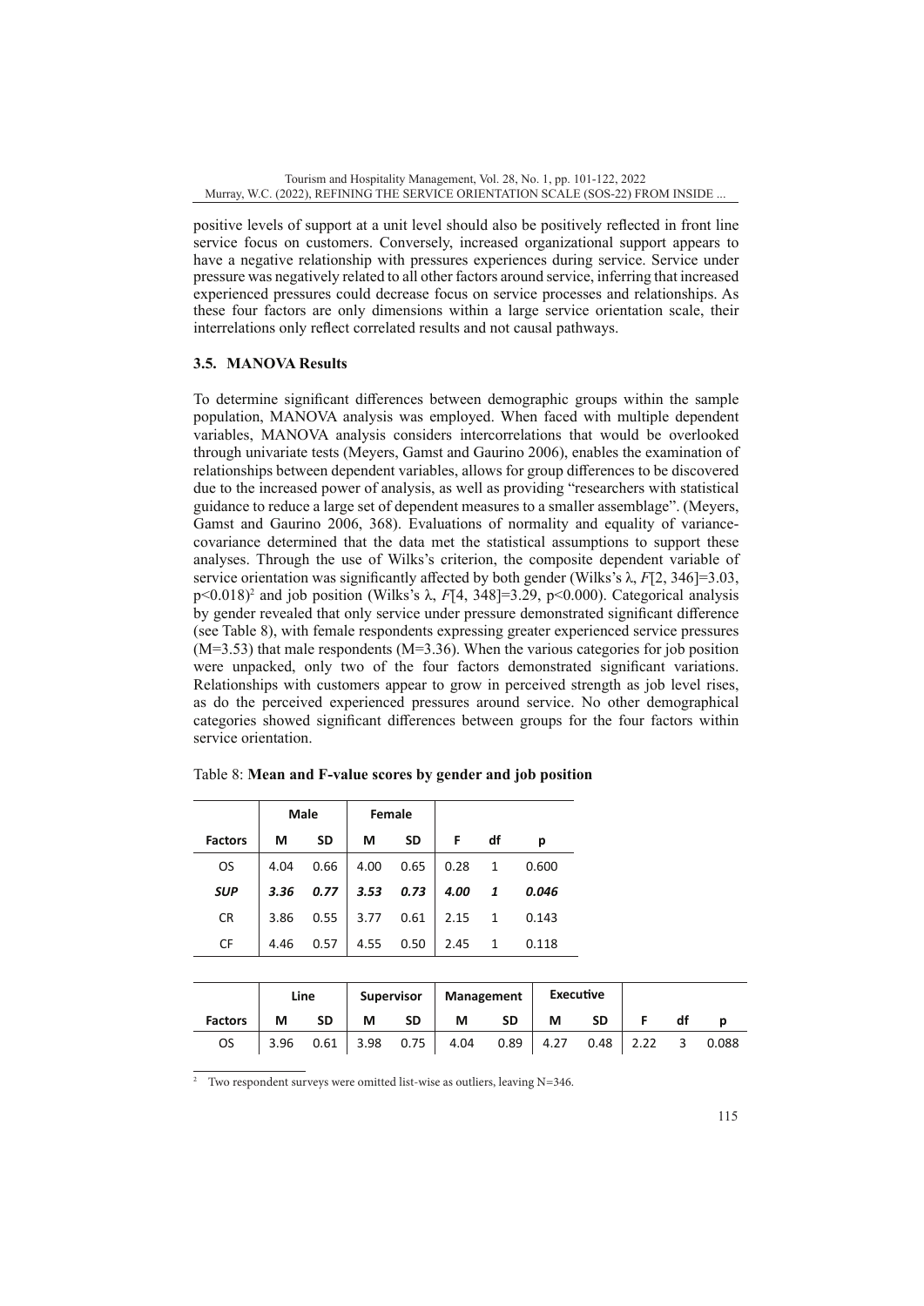positive levels of support at a unit level should also be positively reflected in front line service focus on customers. Conversely, increased organizational support appears to have a negative relationship with pressures experiences during service. Service under pressure was negatively related to all other factors around service, inferring that increased experienced pressures could decrease focus on service processes and relationships. As these four factors are only dimensions within a large service orientation scale, their interrelations only reflect correlated results and not causal pathways.

### 3.5. MANOVA Results

To determine significant differences between demographic groups within the sample population, MANOVA analysis was employed. When faced with multiple dependent variables, MANOVA analysis considers intercorrelations that would be overlooked through univariate tests (Meyers, Gamst and Gaurino 2006), enables the examination of relationships between dependent variables, allows for group differences to be discovered due to the increased power of analysis, as well as providing "researchers with statistical guidance to reduce a large set of dependent measures to a smaller assemblage". (Meyers, Gamst and Gaurino 2006, 368). Evaluations of normality and equality of variance-covariance determined that the data met the statistical assumptions to support these analyses. Through the use of Wilks's criterion, the composite dependent variable of service orientation was significantly affected by both gender (Wilks's λ, $F[2, 346]=3.03$, $p<0.018$)[2] and job position (Wilks's λ, $F[4, 348]=3.29$, $p<0.000$). Categorical analysis by gender revealed that only service under pressure demonstrated significant difference (see Table 8), with female respondents expressing greater experienced service pressures (M=3.53) that male respondents (M=3.36). When the various categories for job position were unpacked, only two of the four factors demonstrated significant variations. Relationships with customers appear to grow in perceived strength as job level rises, as do the perceived experienced pressures around service. No other demographical categories showed significant differences between groups for the four factors within service orientation.

Table 8: **Mean and F-value scores by gender and job position**

| | Male | | Female | | | | |
|---|---|---|---|---|---|---|---|
| **Factors** | **M** | **SD** | **M** | **SD** | **F** | **df** | **p** |
| OS | 4.04 | 0.66 | 4.00 | 0.65 | 0.28 | 1 | 0.600 |
| ***SUP*** | ***3.36*** | ***0.77*** | ***3.53*** | ***0.73*** | ***4.00*** | ***1*** | ***0.046*** |
| CR | 3.86 | 0.55 | 3.77 | 0.61 | 2.15 | 1 | 0.143 |
| CF | 4.46 | 0.57 | 4.55 | 0.50 | 2.45 | 1 | 0.118 |

| | Line | | Supervisor | | Management | | Executive | | | | |
|---|---|---|---|---|---|---|---|---|---|---|---|
| **Factors** | **M** | **SD** | **M** | **SD** | **M** | **SD** | **M** | **SD** | **F** | **df** | **p** |
| OS | 3.96 | 0.61 | 3.98 | 0.75 | 4.04 | 0.89 | 4.27 | 0.48 | 2.22 | 3 | 0.088 |

[2] Two respondent surveys were omitted list-wise as outliers, leaving N=346.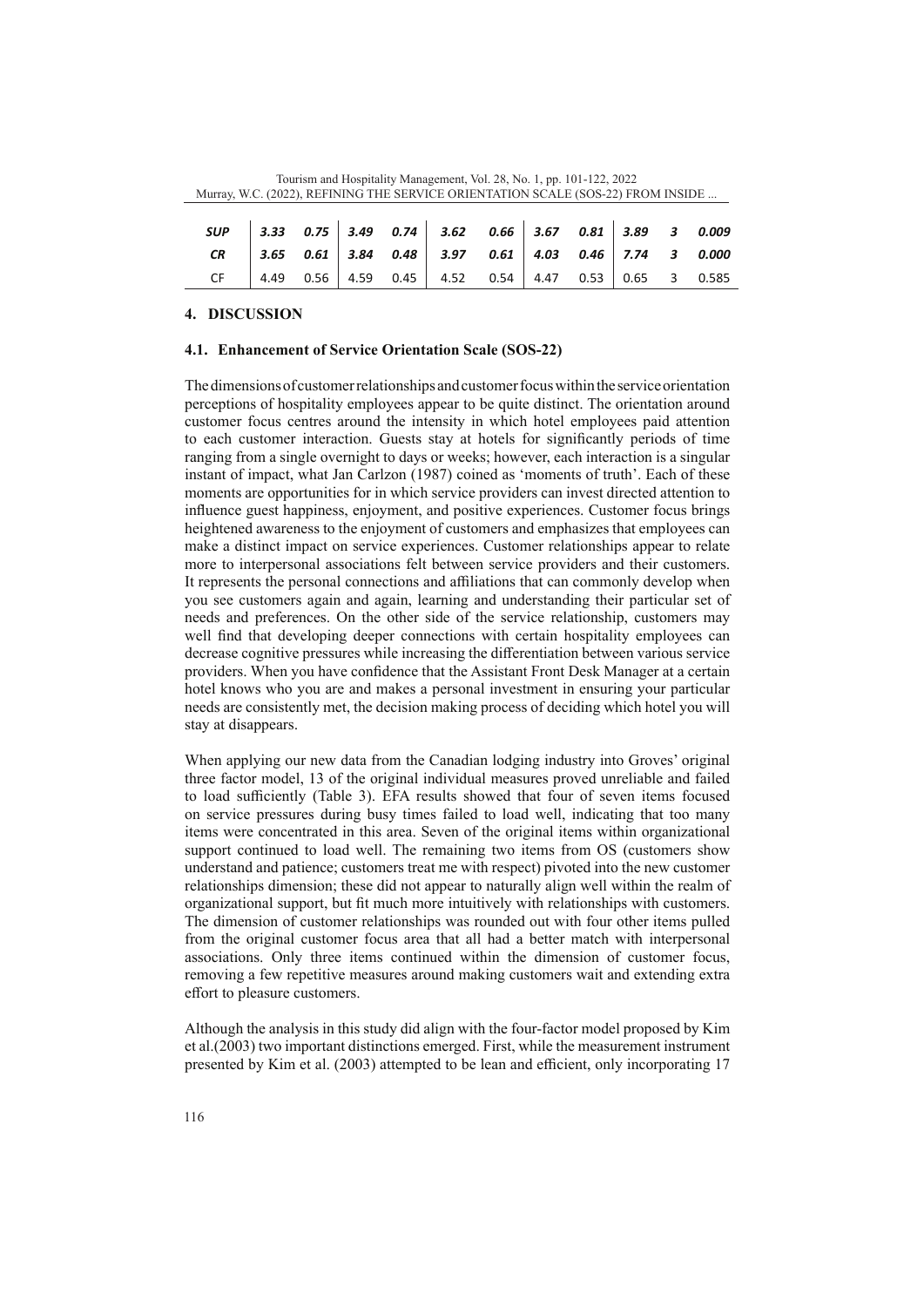| | | | | | | | | | | | |
|---|---|---|---|---|---|---|---|---|---|---|---|
| ***SUP*** | ***3.33*** | ***0.75*** | ***3.49*** | ***0.74*** | ***3.62*** | ***0.66*** | ***3.67*** | ***0.81*** | ***3.89*** | ***3*** | ***0.009*** |
| ***CR*** | ***3.65*** | ***0.61*** | ***3.84*** | ***0.48*** | ***3.97*** | ***0.61*** | ***4.03*** | ***0.46*** | ***7.74*** | ***3*** | ***0.000*** |
| CF | 4.49 | 0.56 | 4.59 | 0.45 | 4.52 | 0.54 | 4.47 | 0.53 | 0.65 | 3 | 0.585 |

## 4. DISCUSSION

### 4.1. Enhancement of Service Orientation Scale (SOS-22)

The dimensions of customer relationships and customer focus within the service orientation perceptions of hospitality employees appear to be quite distinct. The orientation around customer focus centres around the intensity in which hotel employees paid attention to each customer interaction. Guests stay at hotels for significantly periods of time ranging from a single overnight to days or weeks; however, each interaction is a singular instant of impact, what Jan Carlzon (1987) coined as 'moments of truth'. Each of these moments are opportunities for in which service providers can invest directed attention to influence guest happiness, enjoyment, and positive experiences. Customer focus brings heightened awareness to the enjoyment of customers and emphasizes that employees can make a distinct impact on service experiences. Customer relationships appear to relate more to interpersonal associations felt between service providers and their customers. It represents the personal connections and affiliations that can commonly develop when you see customers again and again, learning and understanding their particular set of needs and preferences. On the other side of the service relationship, customers may well find that developing deeper connections with certain hospitality employees can decrease cognitive pressures while increasing the differentiation between various service providers. When you have confidence that the Assistant Front Desk Manager at a certain hotel knows who you are and makes a personal investment in ensuring your particular needs are consistently met, the decision making process of deciding which hotel you will stay at disappears.

When applying our new data from the Canadian lodging industry into Groves' original three factor model, 13 of the original individual measures proved unreliable and failed to load sufficiently (Table 3). EFA results showed that four of seven items focused on service pressures during busy times failed to load well, indicating that too many items were concentrated in this area. Seven of the original items within organizational support continued to load well. The remaining two items from OS (customers show understand and patience; customers treat me with respect) pivoted into the new customer relationships dimension; these did not appear to naturally align well within the realm of organizational support, but fit much more intuitively with relationships with customers. The dimension of customer relationships was rounded out with four other items pulled from the original customer focus area that all had a better match with interpersonal associations. Only three items continued within the dimension of customer focus, removing a few repetitive measures around making customers wait and extending extra effort to pleasure customers.

Although the analysis in this study did align with the four-factor model proposed by Kim et al.(2003) two important distinctions emerged. First, while the measurement instrument presented by Kim et al. (2003) attempted to be lean and efficient, only incorporating 17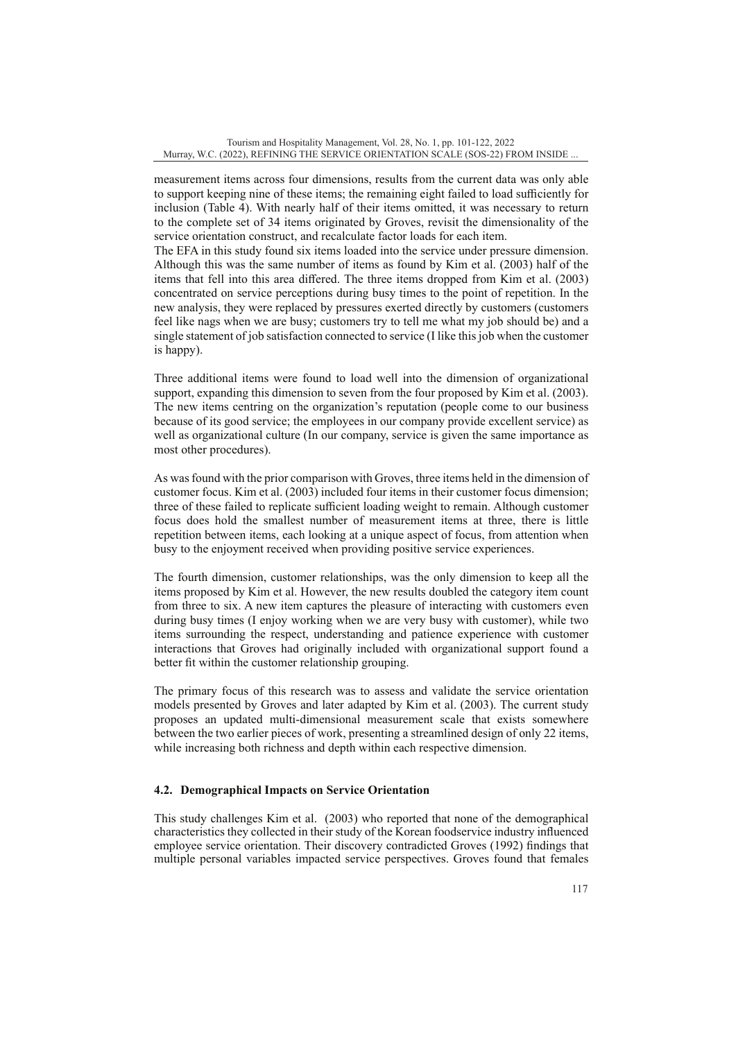measurement items across four dimensions, results from the current data was only able to support keeping nine of these items; the remaining eight failed to load sufficiently for inclusion (Table 4). With nearly half of their items omitted, it was necessary to return to the complete set of 34 items originated by Groves, revisit the dimensionality of the service orientation construct, and recalculate factor loads for each item.

The EFA in this study found six items loaded into the service under pressure dimension. Although this was the same number of items as found by Kim et al. (2003) half of the items that fell into this area differed. The three items dropped from Kim et al. (2003) concentrated on service perceptions during busy times to the point of repetition. In the new analysis, they were replaced by pressures exerted directly by customers (customers feel like nags when we are busy; customers try to tell me what my job should be) and a single statement of job satisfaction connected to service (I like this job when the customer is happy).

Three additional items were found to load well into the dimension of organizational support, expanding this dimension to seven from the four proposed by Kim et al. (2003). The new items centring on the organization's reputation (people come to our business because of its good service; the employees in our company provide excellent service) as well as organizational culture (In our company, service is given the same importance as most other procedures).

As was found with the prior comparison with Groves, three items held in the dimension of customer focus. Kim et al. (2003) included four items in their customer focus dimension; three of these failed to replicate sufficient loading weight to remain. Although customer focus does hold the smallest number of measurement items at three, there is little repetition between items, each looking at a unique aspect of focus, from attention when busy to the enjoyment received when providing positive service experiences.

The fourth dimension, customer relationships, was the only dimension to keep all the items proposed by Kim et al. However, the new results doubled the category item count from three to six. A new item captures the pleasure of interacting with customers even during busy times (I enjoy working when we are very busy with customer), while two items surrounding the respect, understanding and patience experience with customer interactions that Groves had originally included with organizational support found a better fit within the customer relationship grouping.

The primary focus of this research was to assess and validate the service orientation models presented by Groves and later adapted by Kim et al. (2003). The current study proposes an updated multi-dimensional measurement scale that exists somewhere between the two earlier pieces of work, presenting a streamlined design of only 22 items, while increasing both richness and depth within each respective dimension.

### 4.2. Demographical Impacts on Service Orientation

This study challenges Kim et al. (2003) who reported that none of the demographical characteristics they collected in their study of the Korean foodservice industry influenced employee service orientation. Their discovery contradicted Groves (1992) findings that multiple personal variables impacted service perspectives. Groves found that females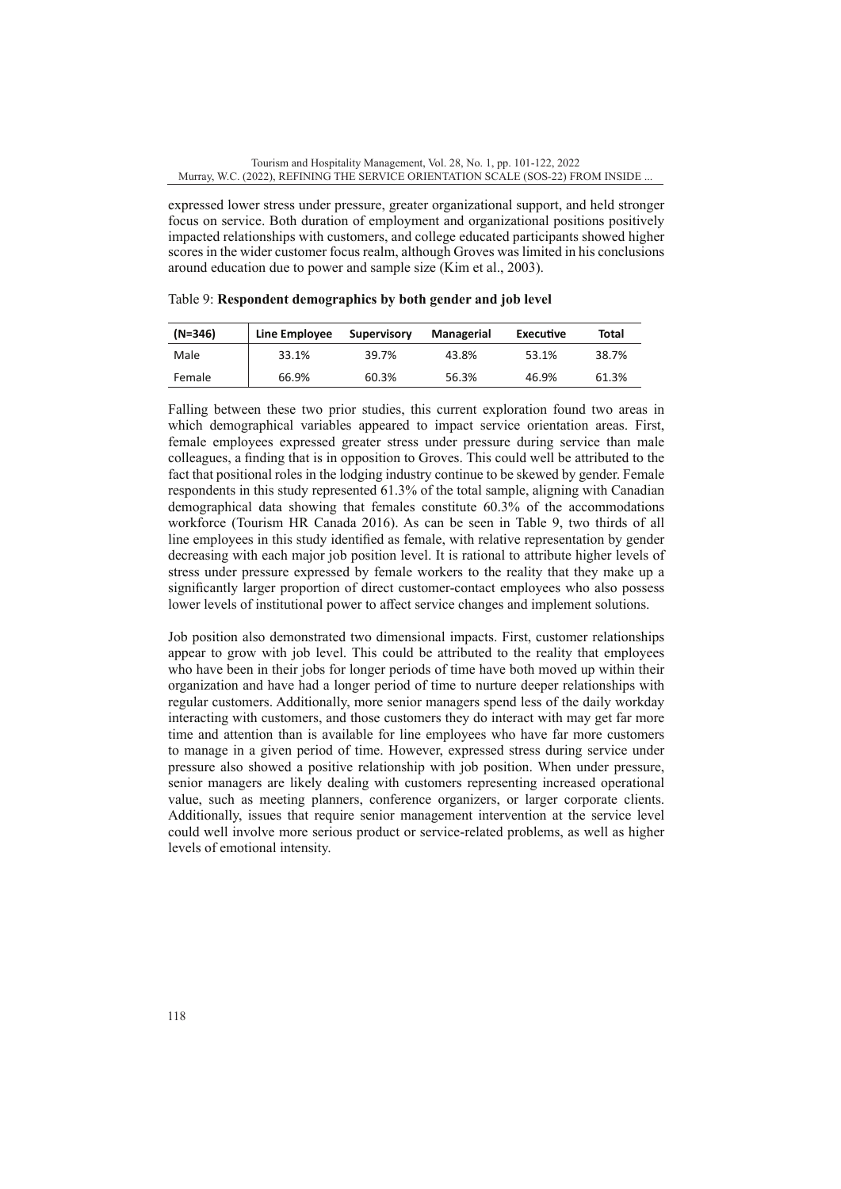expressed lower stress under pressure, greater organizational support, and held stronger focus on service. Both duration of employment and organizational positions positively impacted relationships with customers, and college educated participants showed higher scores in the wider customer focus realm, although Groves was limited in his conclusions around education due to power and sample size (Kim et al., 2003).

Table 9: **Respondent demographics by both gender and job level**

| (N=346) | Line Employee | Supervisory | Managerial | Executive | Total |
|---|---|---|---|---|---|
| Male | 33.1% | 39.7% | 43.8% | 53.1% | 38.7% |
| Female | 66.9% | 60.3% | 56.3% | 46.9% | 61.3% |

Falling between these two prior studies, this current exploration found two areas in which demographical variables appeared to impact service orientation areas. First, female employees expressed greater stress under pressure during service than male colleagues, a finding that is in opposition to Groves. This could well be attributed to the fact that positional roles in the lodging industry continue to be skewed by gender. Female respondents in this study represented 61.3% of the total sample, aligning with Canadian demographical data showing that females constitute 60.3% of the accommodations workforce (Tourism HR Canada 2016). As can be seen in Table 9, two thirds of all line employees in this study identified as female, with relative representation by gender decreasing with each major job position level. It is rational to attribute higher levels of stress under pressure expressed by female workers to the reality that they make up a significantly larger proportion of direct customer-contact employees who also possess lower levels of institutional power to affect service changes and implement solutions.

Job position also demonstrated two dimensional impacts. First, customer relationships appear to grow with job level. This could be attributed to the reality that employees who have been in their jobs for longer periods of time have both moved up within their organization and have had a longer period of time to nurture deeper relationships with regular customers. Additionally, more senior managers spend less of the daily workday interacting with customers, and those customers they do interact with may get far more time and attention than is available for line employees who have far more customers to manage in a given period of time. However, expressed stress during service under pressure also showed a positive relationship with job position. When under pressure, senior managers are likely dealing with customers representing increased operational value, such as meeting planners, conference organizers, or larger corporate clients. Additionally, issues that require senior management intervention at the service level could well involve more serious product or service-related problems, as well as higher levels of emotional intensity.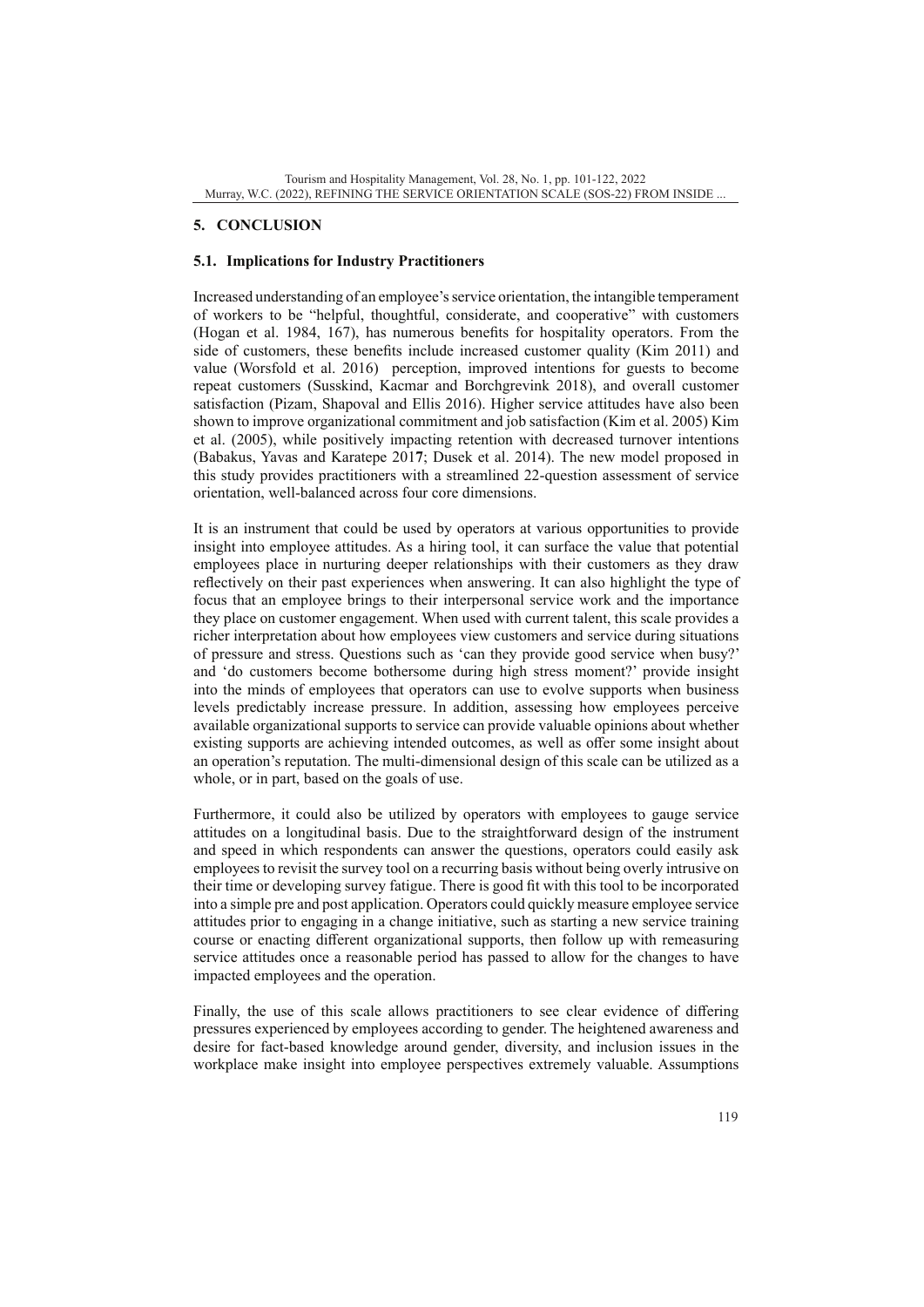## 5. CONCLUSION

### 5.1. Implications for Industry Practitioners

Increased understanding of an employee's service orientation, the intangible temperament of workers to be "helpful, thoughtful, considerate, and cooperative" with customers (Hogan et al. 1984, 167), has numerous benefits for hospitality operators. From the side of customers, these benefits include increased customer quality (Kim 2011) and value (Worsfold et al. 2016) perception, improved intentions for guests to become repeat customers (Susskind, Kacmar and Borchgrevink 2018), and overall customer satisfaction (Pizam, Shapoval and Ellis 2016). Higher service attitudes have also been shown to improve organizational commitment and job satisfaction (Kim et al. 2005) Kim et al. (2005), while positively impacting retention with decreased turnover intentions (Babakus, Yavas and Karatepe 2017; Dusek et al. 2014). The new model proposed in this study provides practitioners with a streamlined 22-question assessment of service orientation, well-balanced across four core dimensions.

It is an instrument that could be used by operators at various opportunities to provide insight into employee attitudes. As a hiring tool, it can surface the value that potential employees place in nurturing deeper relationships with their customers as they draw reflectively on their past experiences when answering. It can also highlight the type of focus that an employee brings to their interpersonal service work and the importance they place on customer engagement. When used with current talent, this scale provides a richer interpretation about how employees view customers and service during situations of pressure and stress. Questions such as 'can they provide good service when busy?' and 'do customers become bothersome during high stress moment?' provide insight into the minds of employees that operators can use to evolve supports when business levels predictably increase pressure. In addition, assessing how employees perceive available organizational supports to service can provide valuable opinions about whether existing supports are achieving intended outcomes, as well as offer some insight about an operation's reputation. The multi-dimensional design of this scale can be utilized as a whole, or in part, based on the goals of use.

Furthermore, it could also be utilized by operators with employees to gauge service attitudes on a longitudinal basis. Due to the straightforward design of the instrument and speed in which respondents can answer the questions, operators could easily ask employees to revisit the survey tool on a recurring basis without being overly intrusive on their time or developing survey fatigue. There is good fit with this tool to be incorporated into a simple pre and post application. Operators could quickly measure employee service attitudes prior to engaging in a change initiative, such as starting a new service training course or enacting different organizational supports, then follow up with remeasuring service attitudes once a reasonable period has passed to allow for the changes to have impacted employees and the operation.

Finally, the use of this scale allows practitioners to see clear evidence of differing pressures experienced by employees according to gender. The heightened awareness and desire for fact-based knowledge around gender, diversity, and inclusion issues in the workplace make insight into employee perspectives extremely valuable. Assumptions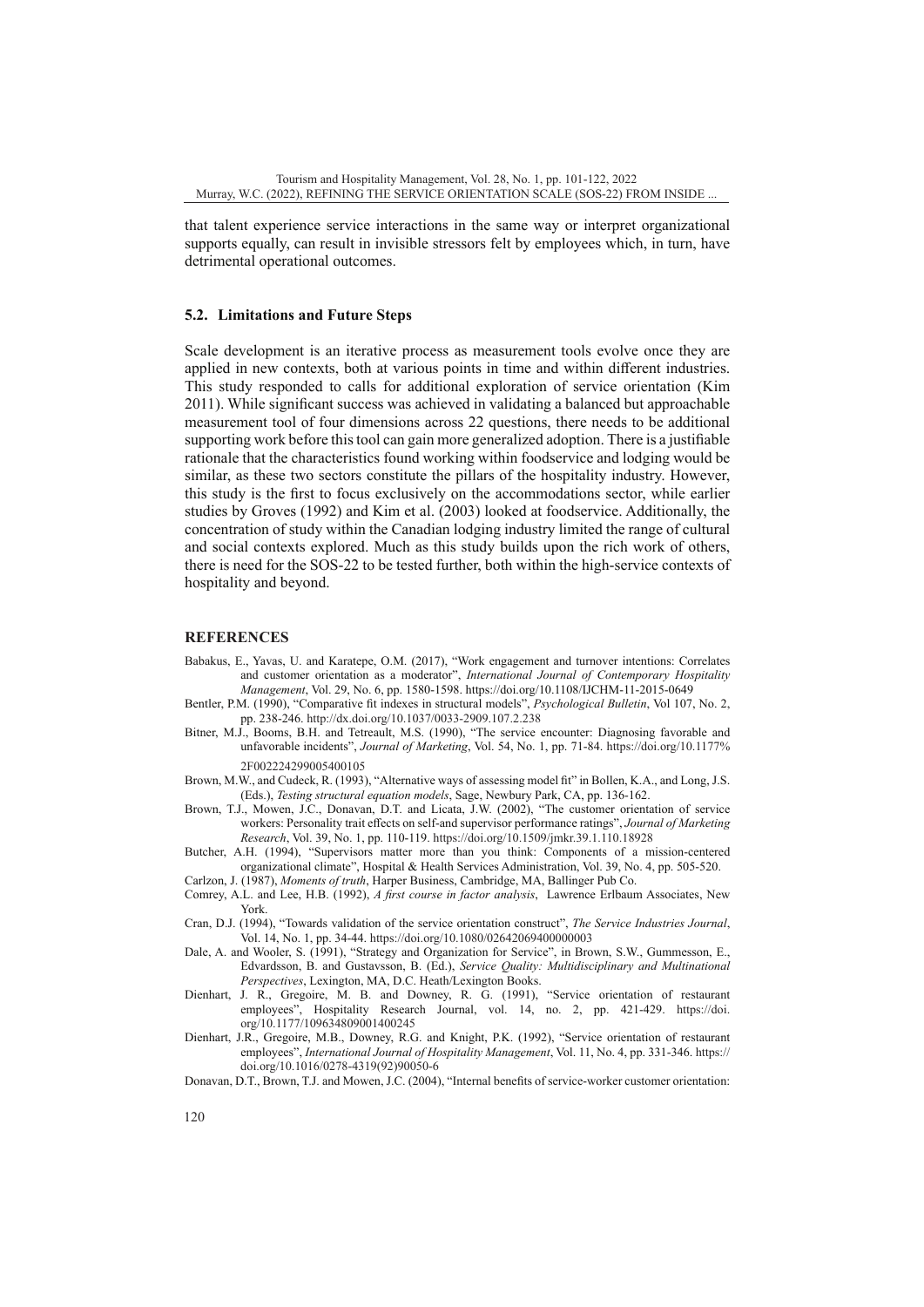that talent experience service interactions in the same way or interpret organizational supports equally, can result in invisible stressors felt by employees which, in turn, have detrimental operational outcomes.

### 5.2. Limitations and Future Steps

Scale development is an iterative process as measurement tools evolve once they are applied in new contexts, both at various points in time and within different industries. This study responded to calls for additional exploration of service orientation (Kim 2011). While significant success was achieved in validating a balanced but approachable measurement tool of four dimensions across 22 questions, there needs to be additional supporting work before this tool can gain more generalized adoption. There is a justifiable rationale that the characteristics found working within foodservice and lodging would be similar, as these two sectors constitute the pillars of the hospitality industry. However, this study is the first to focus exclusively on the accommodations sector, while earlier studies by Groves (1992) and Kim et al. (2003) looked at foodservice. Additionally, the concentration of study within the Canadian lodging industry limited the range of cultural and social contexts explored. Much as this study builds upon the rich work of others, there is need for the SOS-22 to be tested further, both within the high-service contexts of hospitality and beyond.

## REFERENCES

Babakus, E., Yavas, U. and Karatepe, O.M. (2017), "Work engagement and turnover intentions: Correlates and customer orientation as a moderator", *International Journal of Contemporary Hospitality Management*, Vol. 29, No. 6, pp. 1580-1598. https://doi.org/10.1108/IJCHM-11-2015-0649

Bentler, P.M. (1990), "Comparative fit indexes in structural models", *Psychological Bulletin*, Vol 107, No. 2, pp. 238-246. http://dx.doi.org/10.1037/0033-2909.107.2.238

Bitner, M.J., Booms, B.H. and Tetreault, M.S. (1990), "The service encounter: Diagnosing favorable and unfavorable incidents", *Journal of Marketing*, Vol. 54, No. 1, pp. 71-84. https://doi.org/10.1177%2F002224299005400105

Brown, M.W., and Cudeck, R. (1993), "Alternative ways of assessing model fit" in Bollen, K.A., and Long, J.S. (Eds.), *Testing structural equation models*, Sage, Newbury Park, CA, pp. 136-162.

Brown, T.J., Mowen, J.C., Donavan, D.T. and Licata, J.W. (2002), "The customer orientation of service workers: Personality trait effects on self-and supervisor performance ratings", *Journal of Marketing Research*, Vol. 39, No. 1, pp. 110-119. https://doi.org/10.1509/jmkr.39.1.110.18928

Butcher, A.H. (1994), "Supervisors matter more than you think: Components of a mission-centered organizational climate", Hospital & Health Services Administration, Vol. 39, No. 4, pp. 505-520.

Carlzon, J. (1987), *Moments of truth*, Harper Business, Cambridge, MA, Ballinger Pub Co.

Comrey, A.L. and Lee, H.B. (1992), *A first course in factor analysis*, Lawrence Erlbaum Associates, New York.

Cran, D.J. (1994), "Towards validation of the service orientation construct", *The Service Industries Journal*, Vol. 14, No. 1, pp. 34-44. https://doi.org/10.1080/02642069400000003

Dale, A. and Wooler, S. (1991), "Strategy and Organization for Service", in Brown, S.W., Gummesson, E., Edvardsson, B. and Gustavsson, B. (Ed.), *Service Quality: Multidisciplinary and Multinational Perspectives*, Lexington, MA, D.C. Heath/Lexington Books.

Dienhart, J. R., Gregoire, M. B. and Downey, R. G. (1991), "Service orientation of restaurant employees", Hospitality Research Journal, vol. 14, no. 2, pp. 421-429. https://doi.org/10.1177/109634809001400245

Dienhart, J.R., Gregoire, M.B., Downey, R.G. and Knight, P.K. (1992), "Service orientation of restaurant employees", *International Journal of Hospitality Management*, Vol. 11, No. 4, pp. 331-346. https://doi.org/10.1016/0278-4319(92)90050-6

Donavan, D.T., Brown, T.J. and Mowen, J.C. (2004), "Internal benefits of service-worker customer orientation: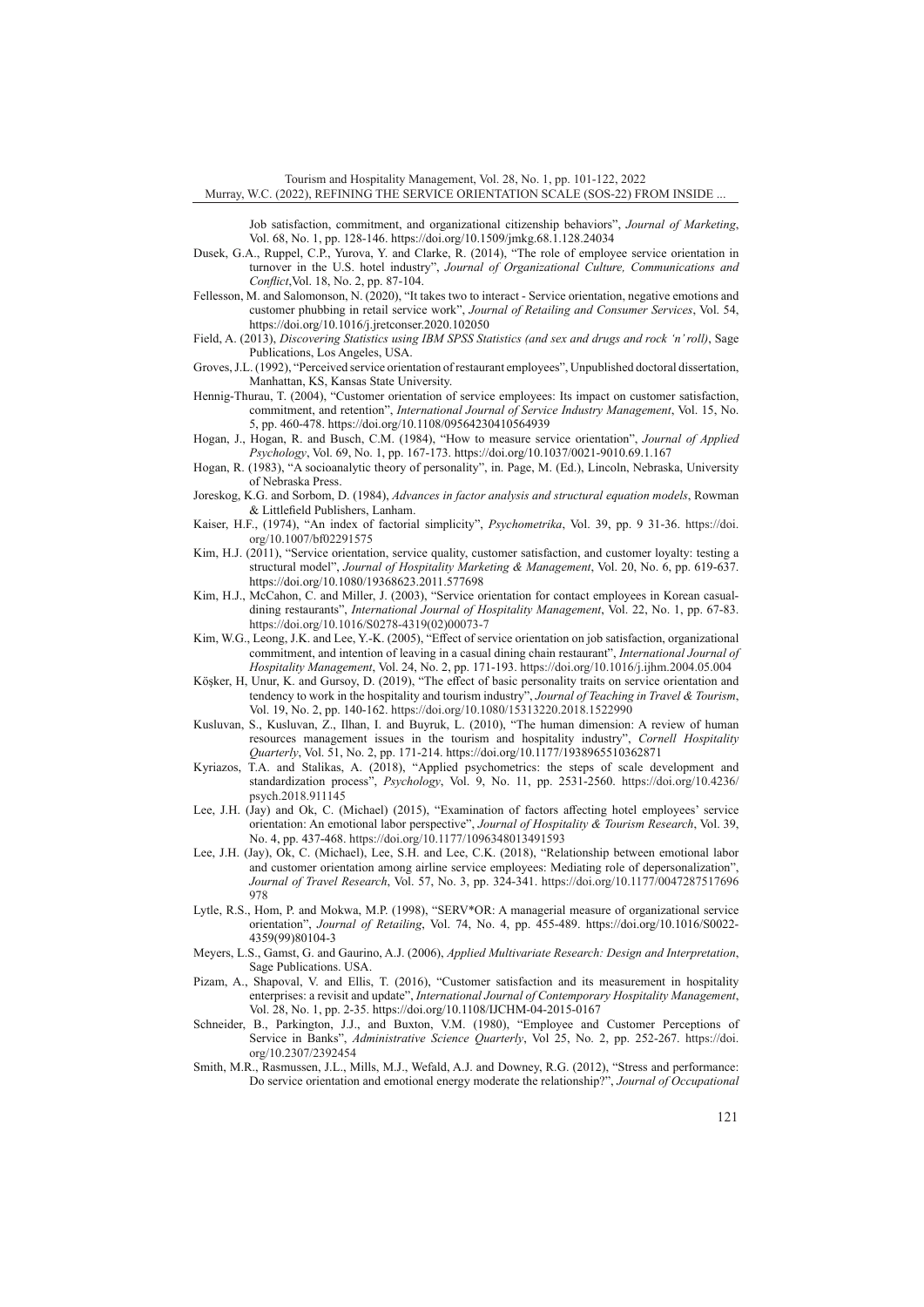Job satisfaction, commitment, and organizational citizenship behaviors", *Journal of Marketing*, Vol. 68, No. 1, pp. 128-146. https://doi.org/10.1509/jmkg.68.1.128.24034

Dusek, G.A., Ruppel, C.P., Yurova, Y. and Clarke, R. (2014), "The role of employee service orientation in turnover in the U.S. hotel industry", *Journal of Organizational Culture, Communications and Conflict*,Vol. 18, No. 2, pp. 87-104.

Fellesson, M. and Salomonson, N. (2020), "It takes two to interact - Service orientation, negative emotions and customer phubbing in retail service work", *Journal of Retailing and Consumer Services*, Vol. 54, https://doi.org/10.1016/j.jretconser.2020.102050

Field, A. (2013), *Discovering Statistics using IBM SPSS Statistics (and sex and drugs and rock 'n' roll)*, Sage Publications, Los Angeles, USA.

Groves, J.L. (1992), "Perceived service orientation of restaurant employees", Unpublished doctoral dissertation, Manhattan, KS, Kansas State University.

Hennig-Thurau, T. (2004), "Customer orientation of service employees: Its impact on customer satisfaction, commitment, and retention", *International Journal of Service Industry Management*, Vol. 15, No. 5, pp. 460-478. https://doi.org/10.1108/09564230410564939

Hogan, J., Hogan, R. and Busch, C.M. (1984), "How to measure service orientation", *Journal of Applied Psychology*, Vol. 69, No. 1, pp. 167-173. https://doi.org/10.1037/0021-9010.69.1.167

Hogan, R. (1983), "A socioanalytic theory of personality", in. Page, M. (Ed.), Lincoln, Nebraska, University of Nebraska Press.

Joreskog, K.G. and Sorbom, D. (1984), *Advances in factor analysis and structural equation models*, Rowman & Littlefield Publishers, Lanham.

Kaiser, H.F., (1974), "An index of factorial simplicity", *Psychometrika*, Vol. 39, pp. 9 31-36. https://doi.org/10.1007/bf02291575

Kim, H.J. (2011), "Service orientation, service quality, customer satisfaction, and customer loyalty: testing a structural model", *Journal of Hospitality Marketing & Management*, Vol. 20, No. 6, pp. 619-637. https://doi.org/10.1080/19368623.2011.577698

Kim, H.J., McCahon, C. and Miller, J. (2003), "Service orientation for contact employees in Korean casual-dining restaurants", *International Journal of Hospitality Management*, Vol. 22, No. 1, pp. 67-83. https://doi.org/10.1016/S0278-4319(02)00073-7

Kim, W.G., Leong, J.K. and Lee, Y.-K. (2005), "Effect of service orientation on job satisfaction, organizational commitment, and intention of leaving in a casual dining chain restaurant", *International Journal of Hospitality Management*, Vol. 24, No. 2, pp. 171-193. https://doi.org/10.1016/j.ijhm.2004.05.004

Köşker, H, Unur, K. and Gursoy, D. (2019), "The effect of basic personality traits on service orientation and tendency to work in the hospitality and tourism industry", *Journal of Teaching in Travel & Tourism*, Vol. 19, No. 2, pp. 140-162. https://doi.org/10.1080/15313220.2018.1522990

Kusluvan, S., Kusluvan, Z., Ilhan, I. and Buyruk, L. (2010), "The human dimension: A review of human resources management issues in the tourism and hospitality industry", *Cornell Hospitality Quarterly*, Vol. 51, No. 2, pp. 171-214. https://doi.org/10.1177/1938965510362871

Kyriazos, T.A. and Stalikas, A. (2018), "Applied psychometrics: the steps of scale development and standardization process", *Psychology*, Vol. 9, No. 11, pp. 2531-2560. https://doi.org/10.4236/psych.2018.911145

Lee, J.H. (Jay) and Ok, C. (Michael) (2015), "Examination of factors affecting hotel employees' service orientation: An emotional labor perspective", *Journal of Hospitality & Tourism Research*, Vol. 39, No. 4, pp. 437-468. https://doi.org/10.1177/1096348013491593

Lee, J.H. (Jay), Ok, C. (Michael), Lee, S.H. and Lee, C.K. (2018), "Relationship between emotional labor and customer orientation among airline service employees: Mediating role of depersonalization", *Journal of Travel Research*, Vol. 57, No. 3, pp. 324-341. https://doi.org/10.1177/0047287517696978

Lytle, R.S., Hom, P. and Mokwa, M.P. (1998), "SERV*OR: A managerial measure of organizational service orientation", *Journal of Retailing*, Vol. 74, No. 4, pp. 455-489. https://doi.org/10.1016/S0022-4359(99)80104-3

Meyers, L.S., Gamst, G. and Gaurino, A.J. (2006), *Applied Multivariate Research: Design and Interpretation*, Sage Publications. USA.

Pizam, A., Shapoval, V. and Ellis, T. (2016), "Customer satisfaction and its measurement in hospitality enterprises: a revisit and update", *International Journal of Contemporary Hospitality Management*, Vol. 28, No. 1, pp. 2-35. https://doi.org/10.1108/IJCHM-04-2015-0167

Schneider, B., Parkington, J.J., and Buxton, V.M. (1980), "Employee and Customer Perceptions of Service in Banks", *Administrative Science Quarterly*, Vol 25, No. 2, pp. 252-267. https://doi.org/10.2307/2392454

Smith, M.R., Rasmussen, J.L., Mills, M.J., Wefald, A.J. and Downey, R.G. (2012), "Stress and performance: Do service orientation and emotional energy moderate the relationship?", *Journal of Occupational*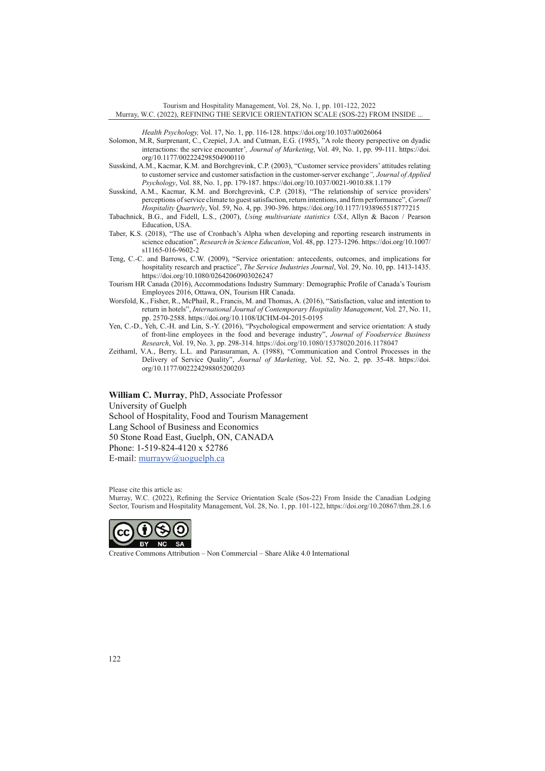*Health Psychology,* Vol. 17, No. 1, pp. 116-128. https://doi.org/10.1037/a0026064

Solomon, M.R, Surprenant, C., Czepiel, J.A. and Cutman, E.G. (1985), "A role theory perspective on dyadic interactions: the service encounter'*, Journal of Marketing*, Vol. 49, No. 1, pp. 99-111. https://doi.org/10.1177/002224298504900110

Susskind, A.M., Kacmar, K.M. and Borchgrevink, C.P. (2003), "Customer service providers' attitudes relating to customer service and customer satisfaction in the customer-server exchange*", Journal of Applied Psychology*, Vol. 88, No. 1, pp. 179-187. https://doi.org/10.1037/0021-9010.88.1.179

Susskind, A.M., Kacmar, K.M. and Borchgrevink, C.P. (2018), "The relationship of service providers' perceptions of service climate to guest satisfaction, return intentions, and firm performance", *Cornell Hospitality Quarterly*, Vol. 59, No. 4, pp. 390-396. https://doi.org/10.1177/1938965518777215

Tabachnick, B.G., and Fidell, L.S., (2007), *Using multivariate statistics USA*, Allyn & Bacon / Pearson Education, USA.

Taber, K.S. (2018), "The use of Cronbach's Alpha when developing and reporting research instruments in science education", *Research in Science Education*, Vol. 48, pp. 1273-1296. https://doi.org/10.1007/s11165-016-9602-2

Teng, C.-C. and Barrows, C.W. (2009), "Service orientation: antecedents, outcomes, and implications for hospitality research and practice", *The Service Industries Journal*, Vol. 29, No. 10, pp. 1413-1435. https://doi.org/10.1080/02642060903026247

Tourism HR Canada (2016), Accommodations Industry Summary: Demographic Profile of Canada's Tourism Employees 2016, Ottawa, ON, Tourism HR Canada.

Worsfold, K., Fisher, R., McPhail, R., Francis, M. and Thomas, A. (2016), "Satisfaction, value and intention to return in hotels", *International Journal of Contemporary Hospitality Management*, Vol. 27, No. 11, pp. 2570-2588. https://doi.org/10.1108/IJCHM-04-2015-0195

Yen, C.-D., Yeh, C.-H. and Lin, S.-Y. (2016), "Psychological empowerment and service orientation: A study of front-line employees in the food and beverage industry", *Journal of Foodservice Business Research*, Vol. 19, No. 3, pp. 298-314. https://doi.org/10.1080/15378020.2016.1178047

Zeithaml, V.A., Berry, L.L. and Parasuraman, A. (1988), "Communication and Control Processes in the Delivery of Service Quality", *Journal of Marketing*, Vol. 52, No. 2, pp. 35-48. https://doi.org/10.1177/002224298805200203

**William C. Murray**, PhD, Associate Professor
University of Guelph
School of Hospitality, Food and Tourism Management
Lang School of Business and Economics
50 Stone Road East, Guelph, ON, CANADA
Phone: 1-519-824-4120 x 52786
E-mail: murrayw@uoguelph.ca

Please cite this article as:
Murray, W.C. (2022), Refining the Service Orientation Scale (Sos-22) From Inside the Canadian Lodging Sector, Tourism and Hospitality Management, Vol. 28, No. 1, pp. 101-122, https://doi.org/10.20867/thm.28.1.6

Creative Commons Attribution – Non Commercial – Share Alike 4.0 International